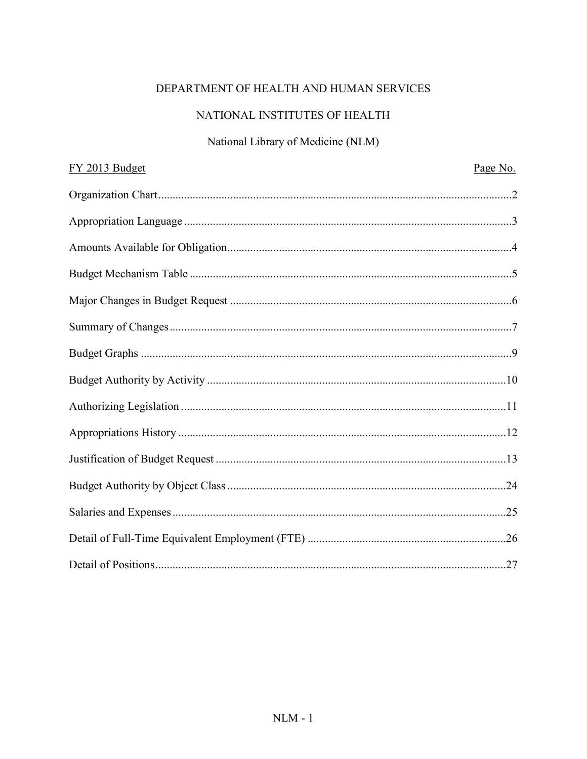DEPARTMENT OF HEALTH AND HUMAN SERVICES

NATIONAL INSTITUTES OF HEALTH

National Library of Medicine (NLM)

| FY 2013 Budget | Page No. |
|---|---|
| Organization Chart | 2 |
| Appropriation Language | 3 |
| Amounts Available for Obligation | 4 |
| Budget Mechanism Table | 5 |
| Major Changes in Budget Request | 6 |
| Summary of Changes | 7 |
| Budget Graphs | 9 |
| Budget Authority by Activity | 10 |
| Authorizing Legislation | 11 |
| Appropriations History | 12 |
| Justification of Budget Request | 13 |
| Budget Authority by Object Class | 24 |
| Salaries and Expenses | 25 |
| Detail of Full-Time Equivalent Employment (FTE) | 26 |
| Detail of Positions | 27 |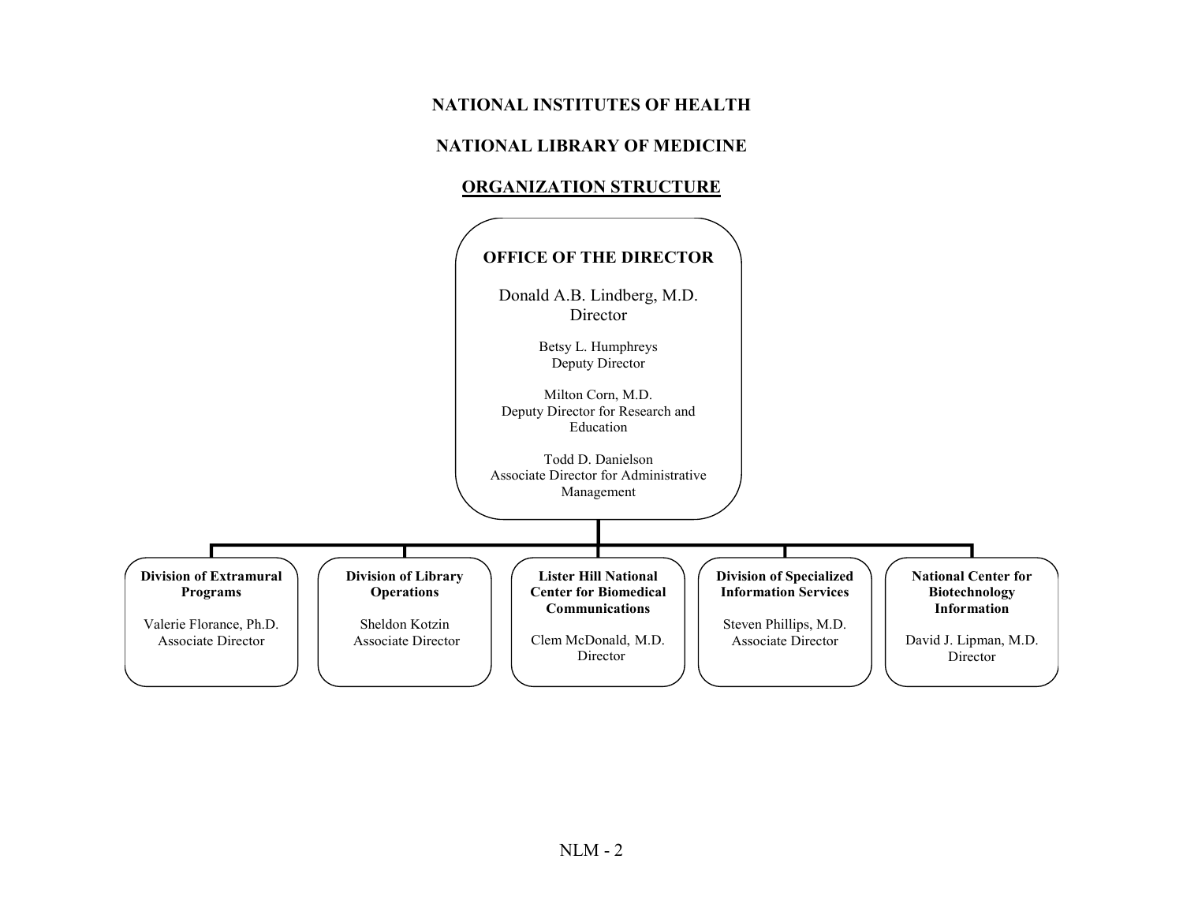# NATIONAL INSTITUTES OF HEALTH

## NATIONAL LIBRARY OF MEDICINE

## ORGANIZATION STRUCTURE

**OFFICE OF THE DIRECTOR**

Donald A.B. Lindberg, M.D.
Director

Betsy L. Humphreys
Deputy Director

Milton Corn, M.D.
Deputy Director for Research and Education

Todd D. Danielson
Associate Director for Administrative Management

---

**Division of Extramural Programs**

Valerie Florance, Ph.D.
Associate Director

**Division of Library Operations**

Sheldon Kotzin
Associate Director

**Lister Hill National Center for Biomedical Communications**

Clem McDonald, M.D.
Director

**Division of Specialized Information Services**

Steven Phillips, M.D.
Associate Director

**National Center for Biotechnology Information**

David J. Lipman, M.D.
Director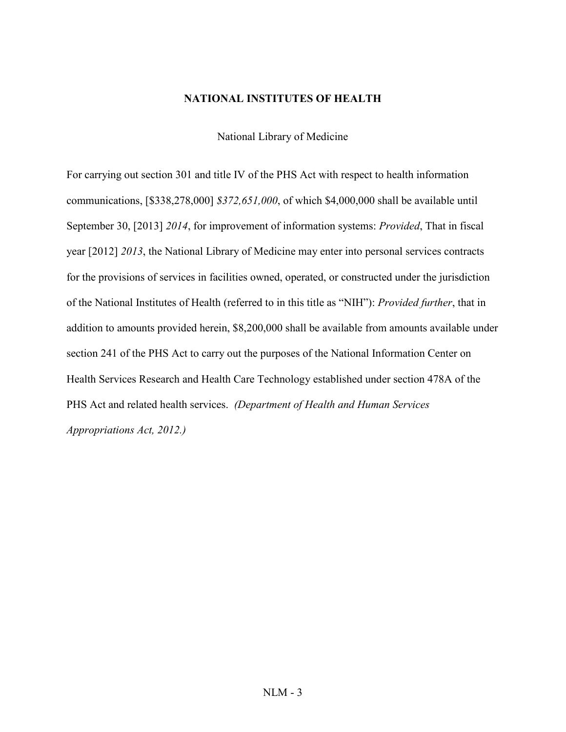## NATIONAL INSTITUTES OF HEALTH

National Library of Medicine

For carrying out section 301 and title IV of the PHS Act with respect to health information communications, [$338,278,000] *$372,651,000*, of which $4,000,000 shall be available until September 30, [2013] *2014*, for improvement of information systems: *Provided*, That in fiscal year [2012] *2013*, the National Library of Medicine may enter into personal services contracts for the provisions of services in facilities owned, operated, or constructed under the jurisdiction of the National Institutes of Health (referred to in this title as "NIH"): *Provided further*, that in addition to amounts provided herein, $8,200,000 shall be available from amounts available under section 241 of the PHS Act to carry out the purposes of the National Information Center on Health Services Research and Health Care Technology established under section 478A of the PHS Act and related health services. *(Department of Health and Human Services Appropriations Act, 2012.)*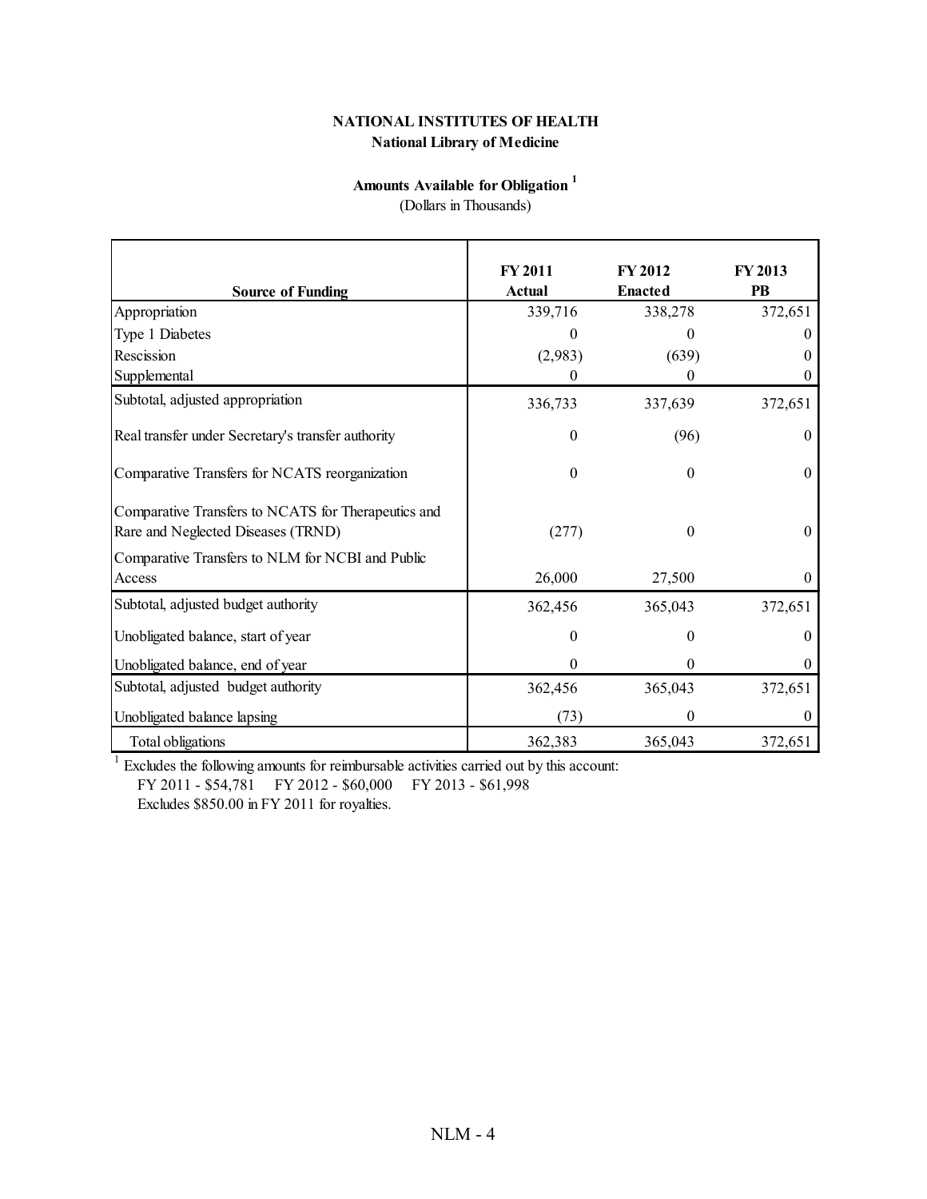**NATIONAL INSTITUTES OF HEALTH**

**National Library of Medicine**

**Amounts Available for Obligation [1]**

(Dollars in Thousands)

| Source of Funding | FY 2011 Actual | FY 2012 Enacted | FY 2013 PB |
|---|---|---|---|
| Appropriation | 339,716 | 338,278 | 372,651 |
| Type 1 Diabetes | 0 | 0 | 0 |
| Rescission | (2,983) | (639) | 0 |
| Supplemental | 0 | 0 | 0 |
| Subtotal, adjusted appropriation | 336,733 | 337,639 | 372,651 |
| Real transfer under Secretary's transfer authority | 0 | (96) | 0 |
| Comparative Transfers for NCATS reorganization | 0 | 0 | 0 |
| Comparative Transfers to NCATS for Therapeutics and Rare and Neglected Diseases (TRND) | (277) | 0 | 0 |
| Comparative Transfers to NLM for NCBI and Public Access | 26,000 | 27,500 | 0 |
| Subtotal, adjusted budget authority | 362,456 | 365,043 | 372,651 |
| Unobligated balance, start of year | 0 | 0 | 0 |
| Unobligated balance, end of year | 0 | 0 | 0 |
| Subtotal, adjusted budget authority | 362,456 | 365,043 | 372,651 |
| Unobligated balance lapsing | (73) | 0 | 0 |
| Total obligations | 362,383 | 365,043 | 372,651 |

[1] Excludes the following amounts for reimbursable activities carried out by this account:
FY 2011 - $54,781 FY 2012 - $60,000 FY 2013 - $61,998
Excludes $850.00 in FY 2011 for royalties.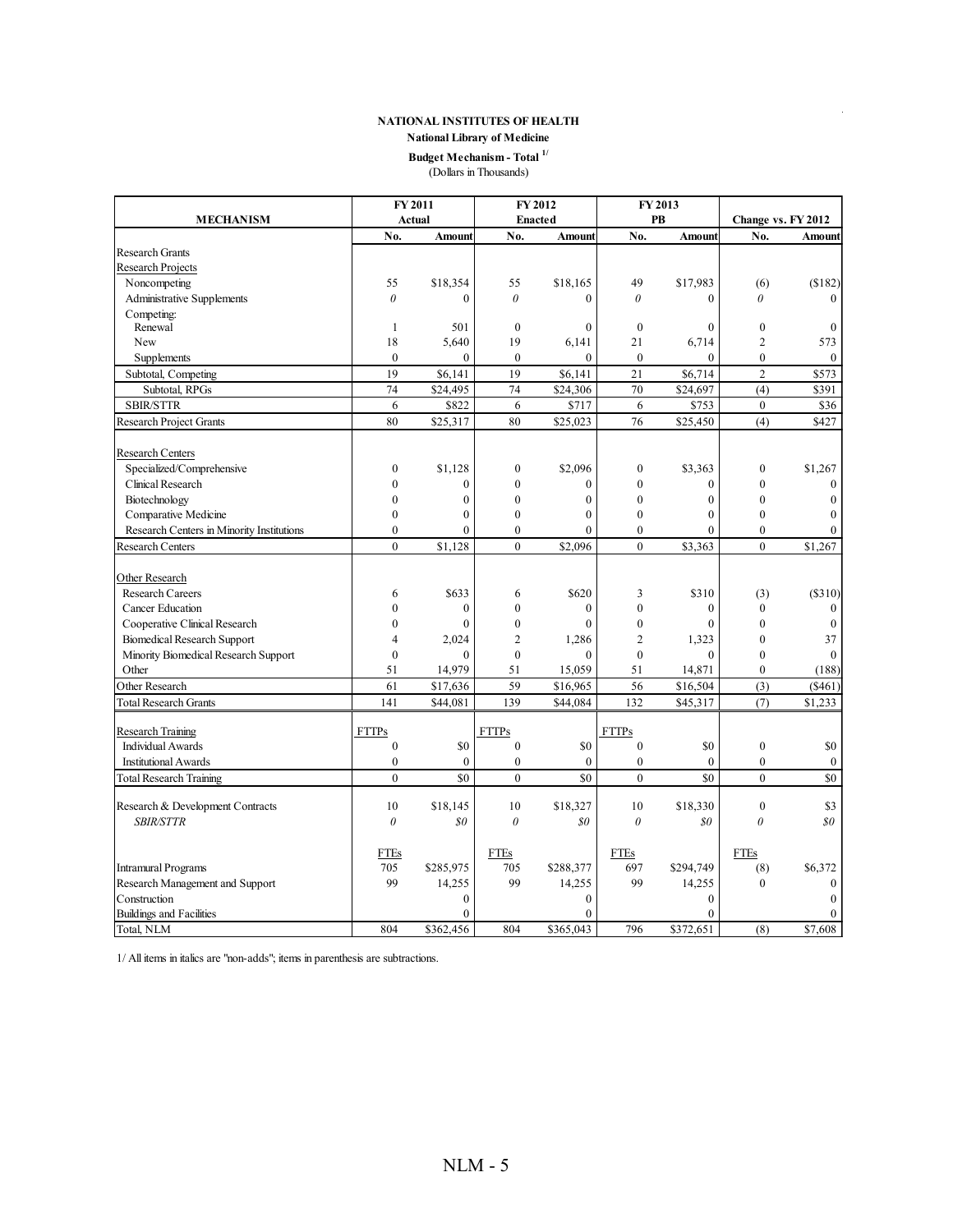**NATIONAL INSTITUTES OF HEALTH**

**National Library of Medicine**

**Budget Mechanism - Total [1/]**

(Dollars in Thousands)

| MECHANISM | FY 2011 Actual | | FY 2012 Enacted | | FY 2013 PB | | Change vs. FY 2012 | |
|---|---|---|---|---|---|---|---|---|
| | No. | Amount | No. | Amount | No. | Amount | No. | Amount |
| Research Grants | | | | | | | | |
| Research Projects | | | | | | | | |
| Noncompeting | 55 | $18,354 | 55 | $18,165 | 49 | $17,983 | (6) | ($182) |
| Administrative Supplements | *0* | 0 | *0* | 0 | *0* | 0 | *0* | 0 |
| Competing: | | | | | | | | |
| Renewal | 1 | 501 | 0 | 0 | 0 | 0 | 0 | 0 |
| New | 18 | 5,640 | 19 | 6,141 | 21 | 6,714 | 2 | 573 |
| Supplements | 0 | 0 | 0 | 0 | 0 | 0 | 0 | 0 |
| Subtotal, Competing | 19 | $6,141 | 19 | $6,141 | 21 | $6,714 | 2 | $573 |
| Subtotal, RPGs | 74 | $24,495 | 74 | $24,306 | 70 | $24,697 | (4) | $391 |
| SBIR/STTR | 6 | $822 | 6 | $717 | 6 | $753 | 0 | $36 |
| Research Project Grants | 80 | $25,317 | 80 | $25,023 | 76 | $25,450 | (4) | $427 |
| Research Centers | | | | | | | | |
| Specialized/Comprehensive | 0 | $1,128 | 0 | $2,096 | 0 | $3,363 | 0 | $1,267 |
| Clinical Research | 0 | 0 | 0 | 0 | 0 | 0 | 0 | 0 |
| Biotechnology | 0 | 0 | 0 | 0 | 0 | 0 | 0 | 0 |
| Comparative Medicine | 0 | 0 | 0 | 0 | 0 | 0 | 0 | 0 |
| Research Centers in Minority Institutions | 0 | 0 | 0 | 0 | 0 | 0 | 0 | 0 |
| Research Centers | 0 | $1,128 | 0 | $2,096 | 0 | $3,363 | 0 | $1,267 |
| Other Research | | | | | | | | |
| Research Careers | 6 | $633 | 6 | $620 | 3 | $310 | (3) | ($310) |
| Cancer Education | 0 | 0 | 0 | 0 | 0 | 0 | 0 | 0 |
| Cooperative Clinical Research | 0 | 0 | 0 | 0 | 0 | 0 | 0 | 0 |
| Biomedical Research Support | 4 | 2,024 | 2 | 1,286 | 2 | 1,323 | 0 | 37 |
| Minority Biomedical Research Support | 0 | 0 | 0 | 0 | 0 | 0 | 0 | 0 |
| Other | 51 | 14,979 | 51 | 15,059 | 51 | 14,871 | 0 | (188) |
| Other Research | 61 | $17,636 | 59 | $16,965 | 56 | $16,504 | (3) | ($461) |
| Total Research Grants | 141 | $44,081 | 139 | $44,084 | 132 | $45,317 | (7) | $1,233 |
| Research Training | FTTPs | | FTTPs | | FTTPs | | | |
| Individual Awards | 0 | $0 | 0 | $0 | 0 | $0 | 0 | $0 |
| Institutional Awards | 0 | 0 | 0 | 0 | 0 | 0 | 0 | 0 |
| Total Research Training | 0 | $0 | 0 | $0 | 0 | $0 | 0 | $0 |
| Research & Development Contracts | 10 | $18,145 | 10 | $18,327 | 10 | $18,330 | 0 | $3 |
| *SBIR/STTR* | *0* | *$0* | *0* | *$0* | *0* | *$0* | *0* | *$0* |
| | FTEs | | FTEs | | FTEs | | FTEs | |
| Intramural Programs | 705 | $285,975 | 705 | $288,377 | 697 | $294,749 | (8) | $6,372 |
| Research Management and Support | 99 | 14,255 | 99 | 14,255 | 99 | 14,255 | 0 | 0 |
| Construction | | 0 | | 0 | | 0 | | 0 |
| Buildings and Facilities | | 0 | | 0 | | 0 | | 0 |
| Total, NLM | 804 | $362,456 | 804 | $365,043 | 796 | $372,651 | (8) | $7,608 |

1/ All items in italics are "non-adds"; items in parenthesis are subtractions.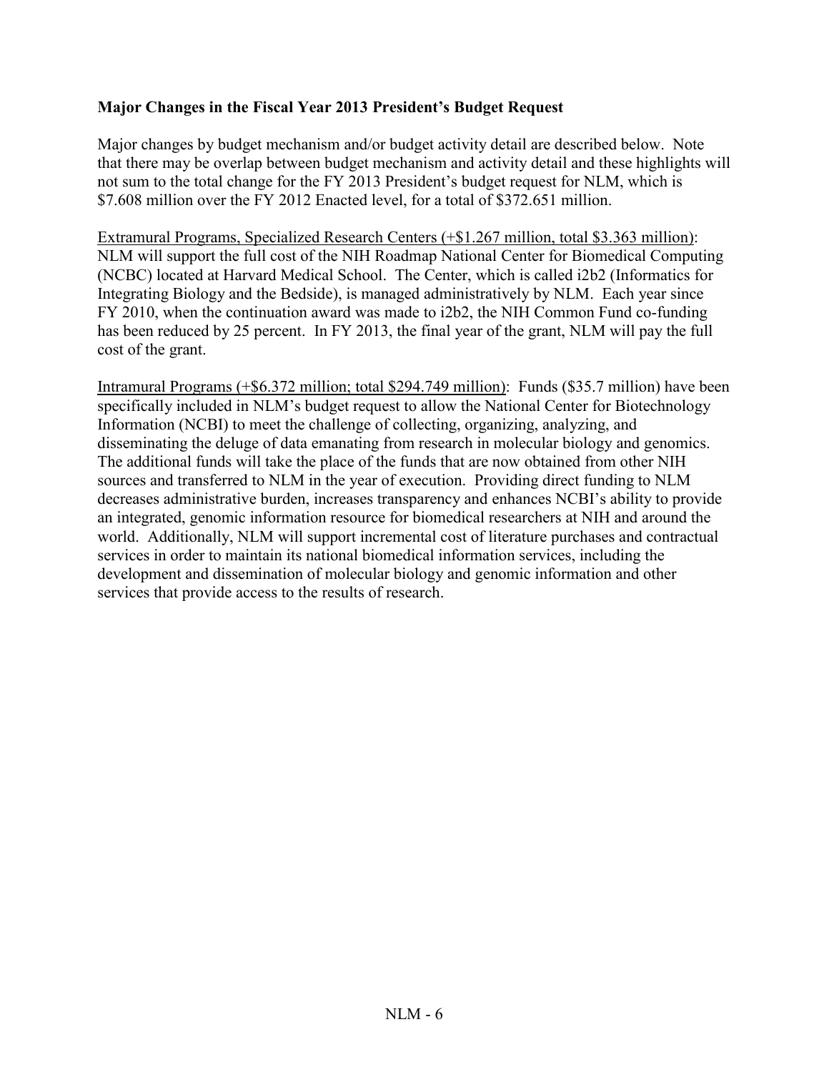**Major Changes in the Fiscal Year 2013 President's Budget Request**

Major changes by budget mechanism and/or budget activity detail are described below. Note that there may be overlap between budget mechanism and activity detail and these highlights will not sum to the total change for the FY 2013 President's budget request for NLM, which is $7.608 million over the FY 2012 Enacted level, for a total of $372.651 million.

<u>Extramural Programs, Specialized Research Centers (+$1.267 million, total $3.363 million)</u>: NLM will support the full cost of the NIH Roadmap National Center for Biomedical Computing (NCBC) located at Harvard Medical School. The Center, which is called i2b2 (Informatics for Integrating Biology and the Bedside), is managed administratively by NLM. Each year since FY 2010, when the continuation award was made to i2b2, the NIH Common Fund co-funding has been reduced by 25 percent. In FY 2013, the final year of the grant, NLM will pay the full cost of the grant.

<u>Intramural Programs (+$6.372 million; total $294.749 million)</u>: Funds ($35.7 million) have been specifically included in NLM's budget request to allow the National Center for Biotechnology Information (NCBI) to meet the challenge of collecting, organizing, analyzing, and disseminating the deluge of data emanating from research in molecular biology and genomics. The additional funds will take the place of the funds that are now obtained from other NIH sources and transferred to NLM in the year of execution. Providing direct funding to NLM decreases administrative burden, increases transparency and enhances NCBI's ability to provide an integrated, genomic information resource for biomedical researchers at NIH and around the world. Additionally, NLM will support incremental cost of literature purchases and contractual services in order to maintain its national biomedical information services, including the development and dissemination of molecular biology and genomic information and other services that provide access to the results of research.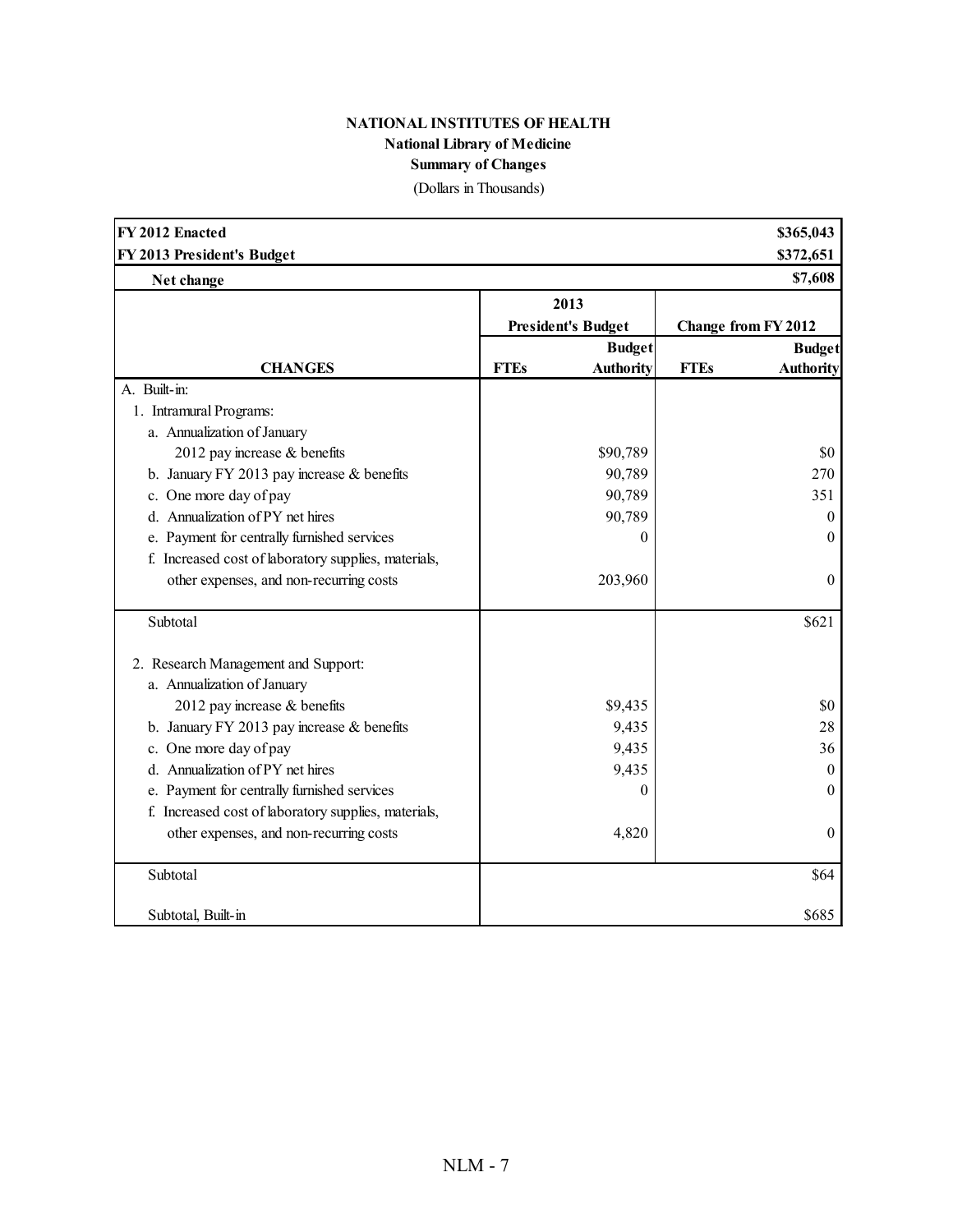**NATIONAL INSTITUTES OF HEALTH**
**National Library of Medicine**
**Summary of Changes**
(Dollars in Thousands)

| | | | | |
|---|---|---|---|---|
| **FY 2012 Enacted** | | | | **$365,043** |
| **FY 2013 President's Budget** | | | | **$372,651** |
| **Net change** | | | | **$7,608** |
| | **2013 President's Budget** | | **Change from FY 2012** | |
| **CHANGES** | **FTEs** | **Budget Authority** | **FTEs** | **Budget Authority** |
| A. Built-in: | | | | |
| 1. Intramural Programs: | | | | |
| a. Annualization of January 2012 pay increase & benefits | | $90,789 | | $0 |
| b. January FY 2013 pay increase & benefits | | 90,789 | | 270 |
| c. One more day of pay | | 90,789 | | 351 |
| d. Annualization of PY net hires | | 90,789 | | 0 |
| e. Payment for centrally furnished services | | 0 | | 0 |
| f. Increased cost of laboratory supplies, materials, other expenses, and non-recurring costs | | 203,960 | | 0 |
| Subtotal | | | | $621 |
| 2. Research Management and Support: | | | | |
| a. Annualization of January 2012 pay increase & benefits | | $9,435 | | $0 |
| b. January FY 2013 pay increase & benefits | | 9,435 | | 28 |
| c. One more day of pay | | 9,435 | | 36 |
| d. Annualization of PY net hires | | 9,435 | | 0 |
| e. Payment for centrally furnished services | | 0 | | 0 |
| f. Increased cost of laboratory supplies, materials, other expenses, and non-recurring costs | | 4,820 | | 0 |
| Subtotal | | | | $64 |
| Subtotal, Built-in | | | | $685 |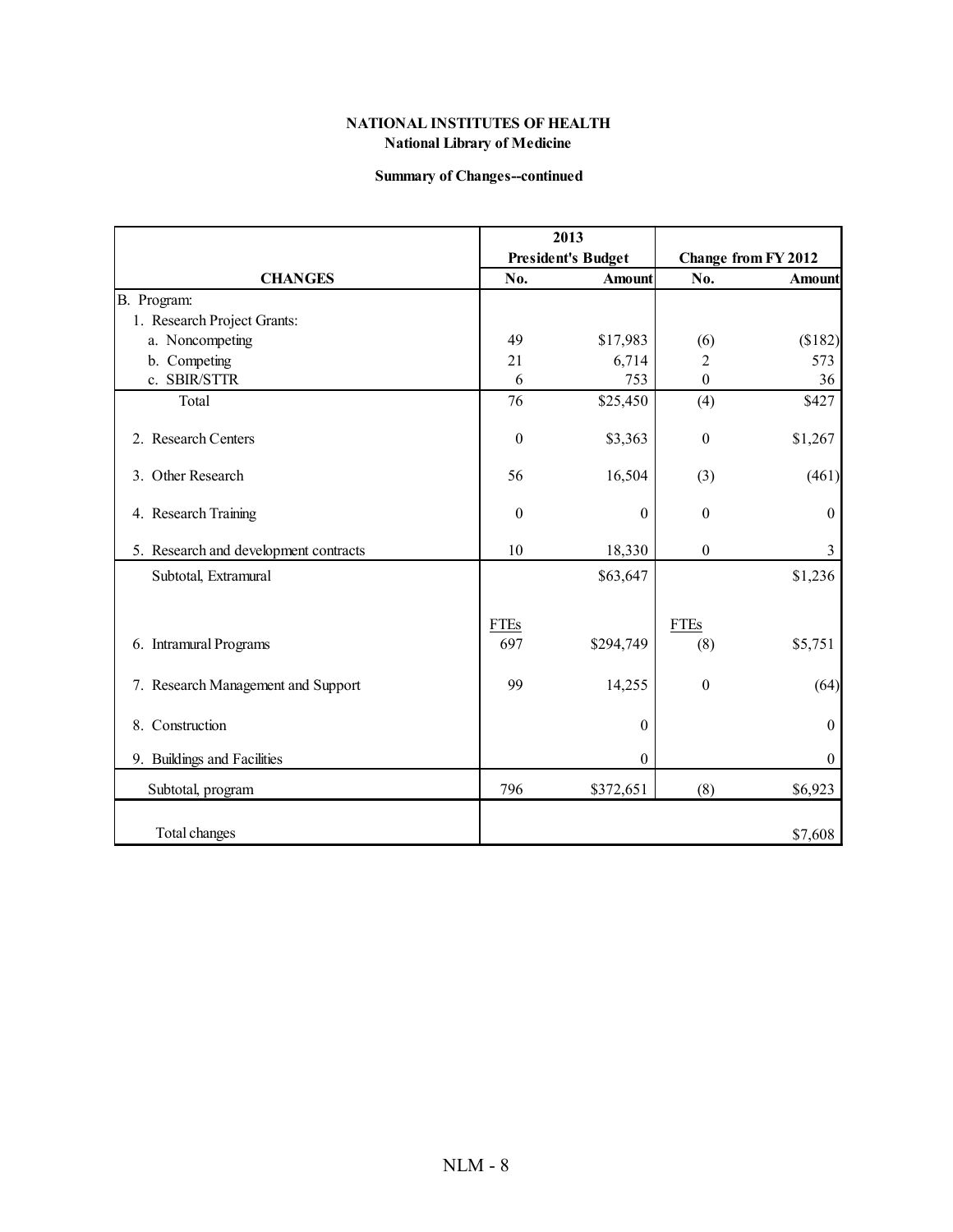**NATIONAL INSTITUTES OF HEALTH**
**National Library of Medicine**

**Summary of Changes--continued**

| CHANGES | 2013 President's Budget | | Change from FY 2012 | |
|---|---|---|---|---|
| | No. | Amount | No. | Amount |
| B. Program: | | | | |
| 1. Research Project Grants: | | | | |
| a. Noncompeting | 49 | $17,983 | (6) | ($182) |
| b. Competing | 21 | 6,714 | 2 | 573 |
| c. SBIR/STTR | 6 | 753 | 0 | 36 |
| Total | 76 | $25,450 | (4) | $427 |
| 2. Research Centers | 0 | $3,363 | 0 | $1,267 |
| 3. Other Research | 56 | 16,504 | (3) | (461) |
| 4. Research Training | 0 | 0 | 0 | 0 |
| 5. Research and development contracts | 10 | 18,330 | 0 | 3 |
| Subtotal, Extramural | | $63,647 | | $1,236 |
| | FTEs | | FTEs | |
| 6. Intramural Programs | 697 | $294,749 | (8) | $5,751 |
| 7. Research Management and Support | 99 | 14,255 | 0 | (64) |
| 8. Construction | | 0 | | 0 |
| 9. Buildings and Facilities | | 0 | | 0 |
| Subtotal, program | 796 | $372,651 | (8) | $6,923 |
| Total changes | | | | $7,608 |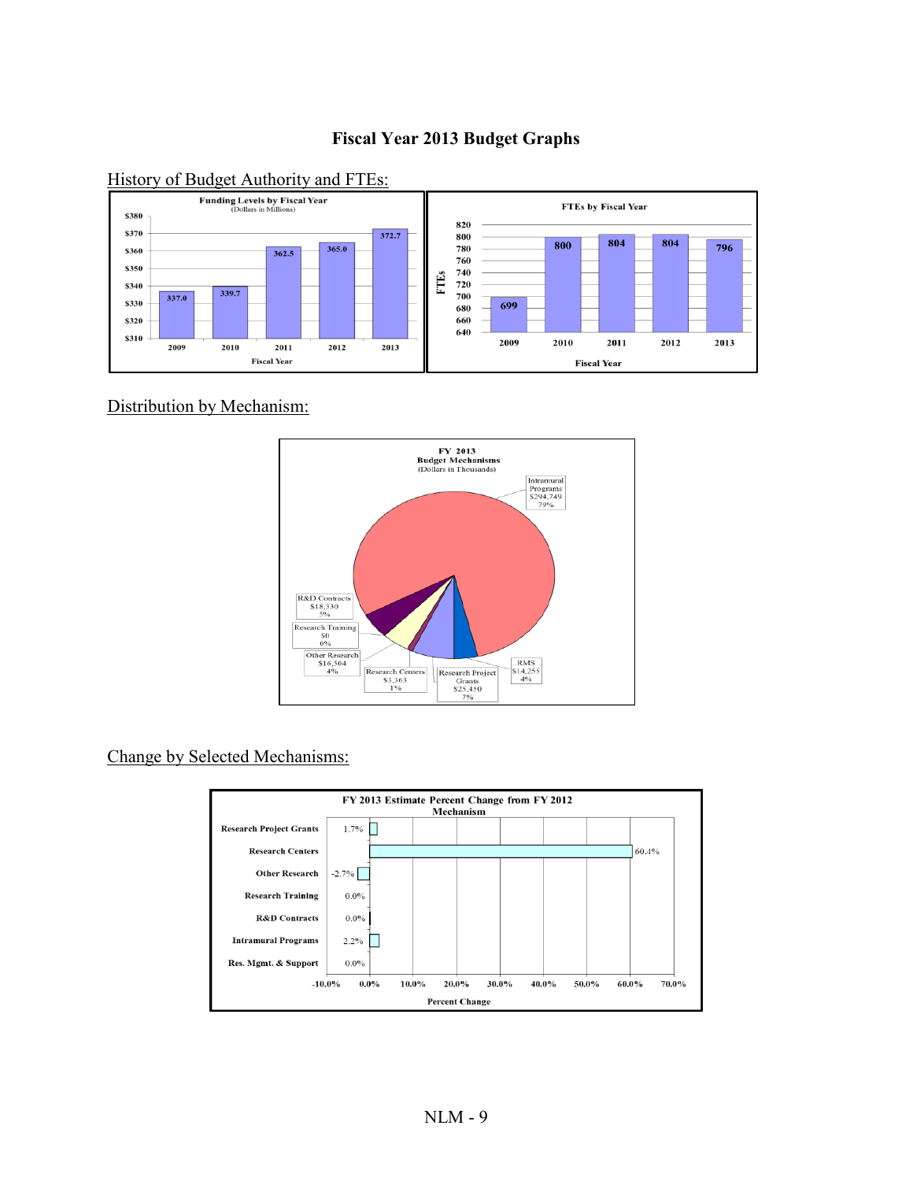# Fiscal Year 2013 Budget Graphs

History of Budget Authority and FTEs:

**Funding Levels by Fiscal Year**
(Dollars in Millions)

| Fiscal Year | Funding |
|---|---|
| 2009 | 337.0 |
| 2010 | 339.7 |
| 2011 | 362.5 |
| 2012 | 365.0 |
| 2013 | 372.7 |

**FTEs by Fiscal Year**

| Fiscal Year | FTEs |
|---|---|
| 2009 | 699 |
| 2010 | 800 |
| 2011 | 804 |
| 2012 | 804 |
| 2013 | 796 |

Distribution by Mechanism:

**FY 2013 Budget Mechanisms**
(Dollars in Thousands)

| Mechanism | Amount | Percent |
|---|---|---|
| Intramural Programs | $294,749 | 79% |
| RMS | $14,255 | 4% |
| Research Project Grants | $25,450 | 7% |
| Research Centers | $3,363 | 1% |
| Other Research | $16,504 | 4% |
| Research Training | $0 | 0% |
| R&D Contracts | $18,330 | 5% |

Change by Selected Mechanisms:

**FY 2013 Estimate Percent Change from FY 2012 Mechanism**

| Mechanism | Percent Change |
|---|---|
| Research Project Grants | 1.7% |
| Research Centers | 60.4% |
| Other Research | -2.7% |
| Research Training | 0.0% |
| R&D Contracts | 0.0% |
| Intramural Programs | 2.2% |
| Res. Mgmt. & Support | 0.0% |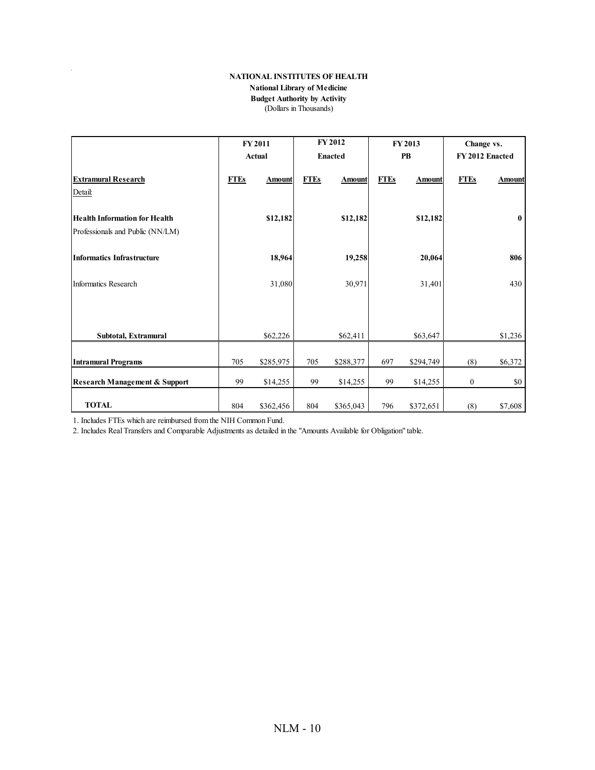**NATIONAL INSTITUTES OF HEALTH**
**National Library of Medicine**
**Budget Authority by Activity**
(Dollars in Thousands)

| | FY 2011 Actual | | FY 2012 Enacted | | FY 2013 PB | | Change vs. FY 2012 Enacted | |
|---|---|---|---|---|---|---|---|---|
| **Extramural Research** | **FTEs** | **Amount** | **FTEs** | **Amount** | **FTEs** | **Amount** | **FTEs** | **Amount** |
| Detail: | | | | | | | | |
| **Health Information for Health** Professionals and Public (NN/LM) | | **$12,182** | | **$12,182** | | **$12,182** | | **0** |
| **Informatics Infrastructure** | | **18,964** | | **19,258** | | **20,064** | | **806** |
| Informatics Research | | 31,080 | | 30,971 | | 31,401 | | 430 |
| **Subtotal, Extramural** | | $62,226 | | $62,411 | | $63,647 | | $1,236 |
| **Intramural Programs** | 705 | $285,975 | 705 | $288,377 | 697 | $294,749 | (8) | $6,372 |
| **Research Management & Support** | 99 | $14,255 | 99 | $14,255 | 99 | $14,255 | 0 | $0 |
| **TOTAL** | 804 | $362,456 | 804 | $365,043 | 796 | $372,651 | (8) | $7,608 |

1. Includes FTEs which are reimbursed from the NIH Common Fund.
2. Includes Real Transfers and Comparable Adjustments as detailed in the "Amounts Available for Obligation" table.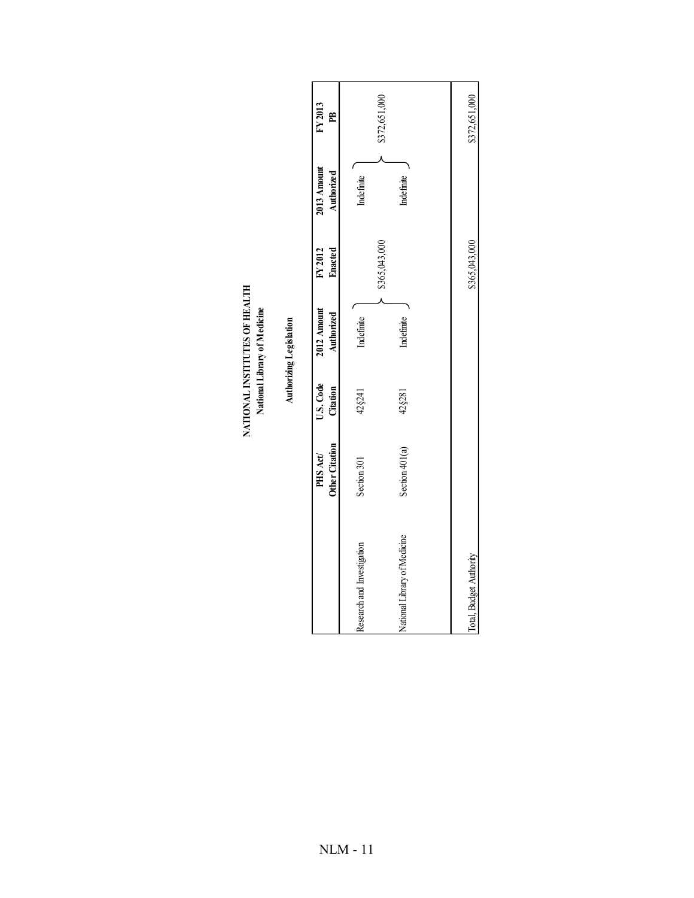# NATIONAL INSTITUTES OF HEALTH

## National Library of Medicine

### Authorizing Legislation

| | PHS Act/ Other Citation | U.S. Code Citation | 2012 Amount Authorized | FY 2012 Enacted | 2013 Amount Authorized | FY 2013 PB |
|---|---|---|---|---|---|---|
| Research and Investigation | Section 301 | 42§241 | Indefinite | $365,043,000 | Indefinite | $372,651,000 |
| National Library of Medicine | Section 401(a) | 42§281 | Indefinite | | Indefinite | |
| Total, Budget Authority | | | | $365,043,000 | | $372,651,000 |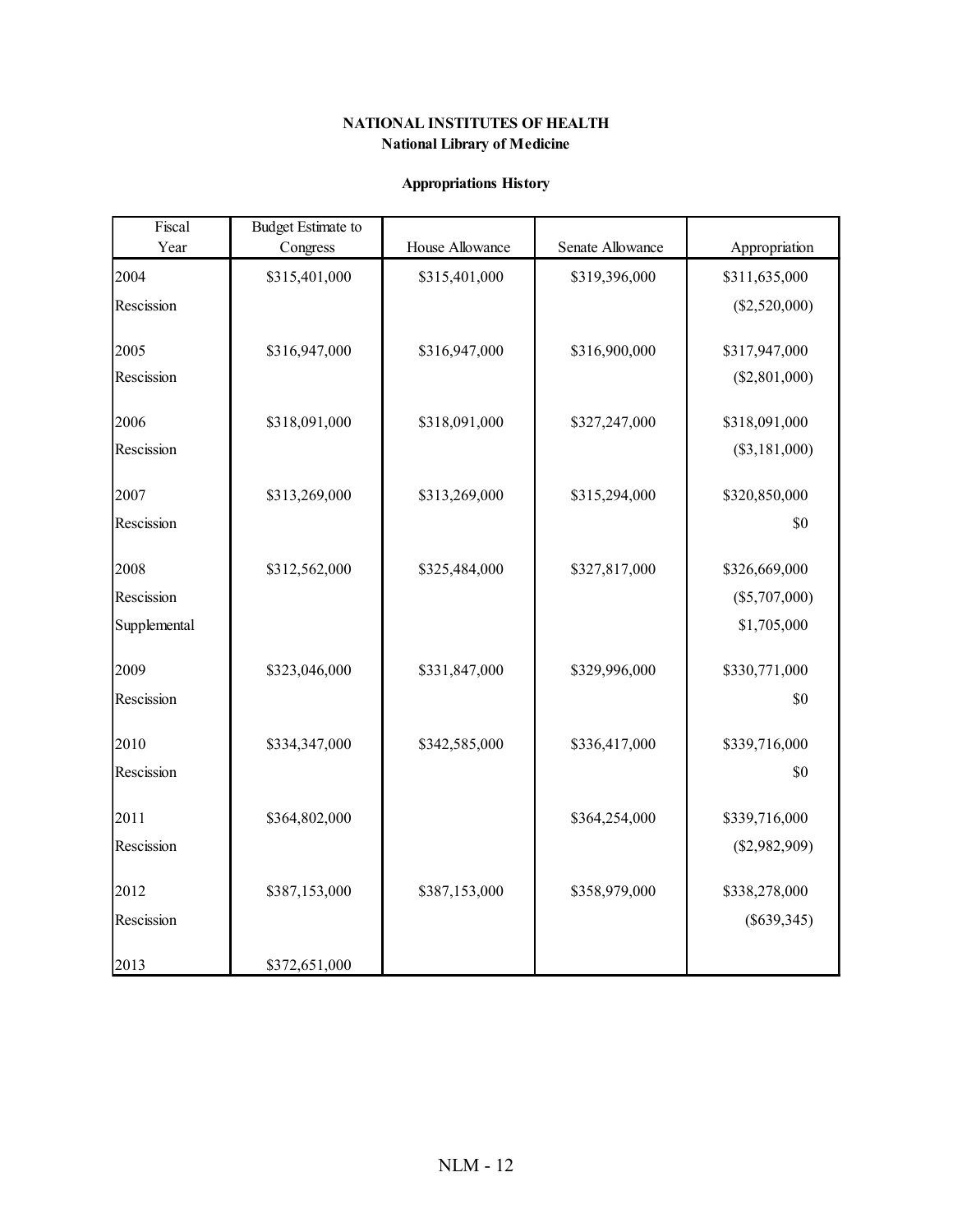**NATIONAL INSTITUTES OF HEALTH**
**National Library of Medicine**

**Appropriations History**

| Fiscal Year | Budget Estimate to Congress | House Allowance | Senate Allowance | Appropriation |
|---|---|---|---|---|
| 2004 | $315,401,000 | $315,401,000 | $319,396,000 | $311,635,000 |
| Rescission | | | | ($2,520,000) |
| 2005 | $316,947,000 | $316,947,000 | $316,900,000 | $317,947,000 |
| Rescission | | | | ($2,801,000) |
| 2006 | $318,091,000 | $318,091,000 | $327,247,000 | $318,091,000 |
| Rescission | | | | ($3,181,000) |
| 2007 | $313,269,000 | $313,269,000 | $315,294,000 | $320,850,000 |
| Rescission | | | | $0 |
| 2008 | $312,562,000 | $325,484,000 | $327,817,000 | $326,669,000 |
| Rescission | | | | ($5,707,000) |
| Supplemental | | | | $1,705,000 |
| 2009 | $323,046,000 | $331,847,000 | $329,996,000 | $330,771,000 |
| Rescission | | | | $0 |
| 2010 | $334,347,000 | $342,585,000 | $336,417,000 | $339,716,000 |
| Rescission | | | | $0 |
| 2011 | $364,802,000 | | $364,254,000 | $339,716,000 |
| Rescission | | | | ($2,982,909) |
| 2012 | $387,153,000 | $387,153,000 | $358,979,000 | $338,278,000 |
| Rescission | | | | ($639,345) |
| 2013 | $372,651,000 | | | |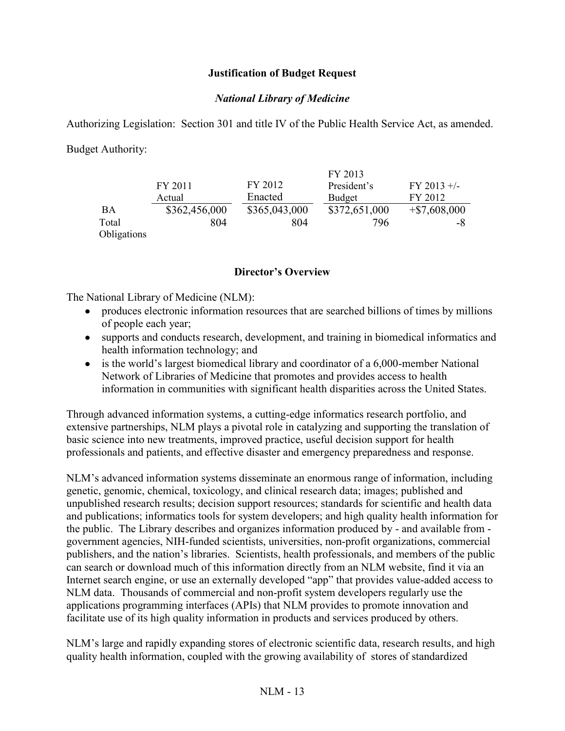**Justification of Budget Request**

***National Library of Medicine***

Authorizing Legislation: Section 301 and title IV of the Public Health Service Act, as amended.

Budget Authority:

| | FY 2011 Actual | FY 2012 Enacted | FY 2013 President's Budget | FY 2013 +/- FY 2012 |
|---|---|---|---|---|
| BA | $362,456,000 | $365,043,000 | $372,651,000 | +$7,608,000 |
| Total Obligations | 804 | 804 | 796 | -8 |

**Director's Overview**

The National Library of Medicine (NLM):

- produces electronic information resources that are searched billions of times by millions of people each year;
- supports and conducts research, development, and training in biomedical informatics and health information technology; and
- is the world's largest biomedical library and coordinator of a 6,000-member National Network of Libraries of Medicine that promotes and provides access to health information in communities with significant health disparities across the United States.

Through advanced information systems, a cutting-edge informatics research portfolio, and extensive partnerships, NLM plays a pivotal role in catalyzing and supporting the translation of basic science into new treatments, improved practice, useful decision support for health professionals and patients, and effective disaster and emergency preparedness and response.

NLM's advanced information systems disseminate an enormous range of information, including genetic, genomic, chemical, toxicology, and clinical research data; images; published and unpublished research results; decision support resources; standards for scientific and health data and publications; informatics tools for system developers; and high quality health information for the public. The Library describes and organizes information produced by - and available from - government agencies, NIH-funded scientists, universities, non-profit organizations, commercial publishers, and the nation's libraries. Scientists, health professionals, and members of the public can search or download much of this information directly from an NLM website, find it via an Internet search engine, or use an externally developed "app" that provides value-added access to NLM data. Thousands of commercial and non-profit system developers regularly use the applications programming interfaces (APIs) that NLM provides to promote innovation and facilitate use of its high quality information in products and services produced by others.

NLM's large and rapidly expanding stores of electronic scientific data, research results, and high quality health information, coupled with the growing availability of stores of standardized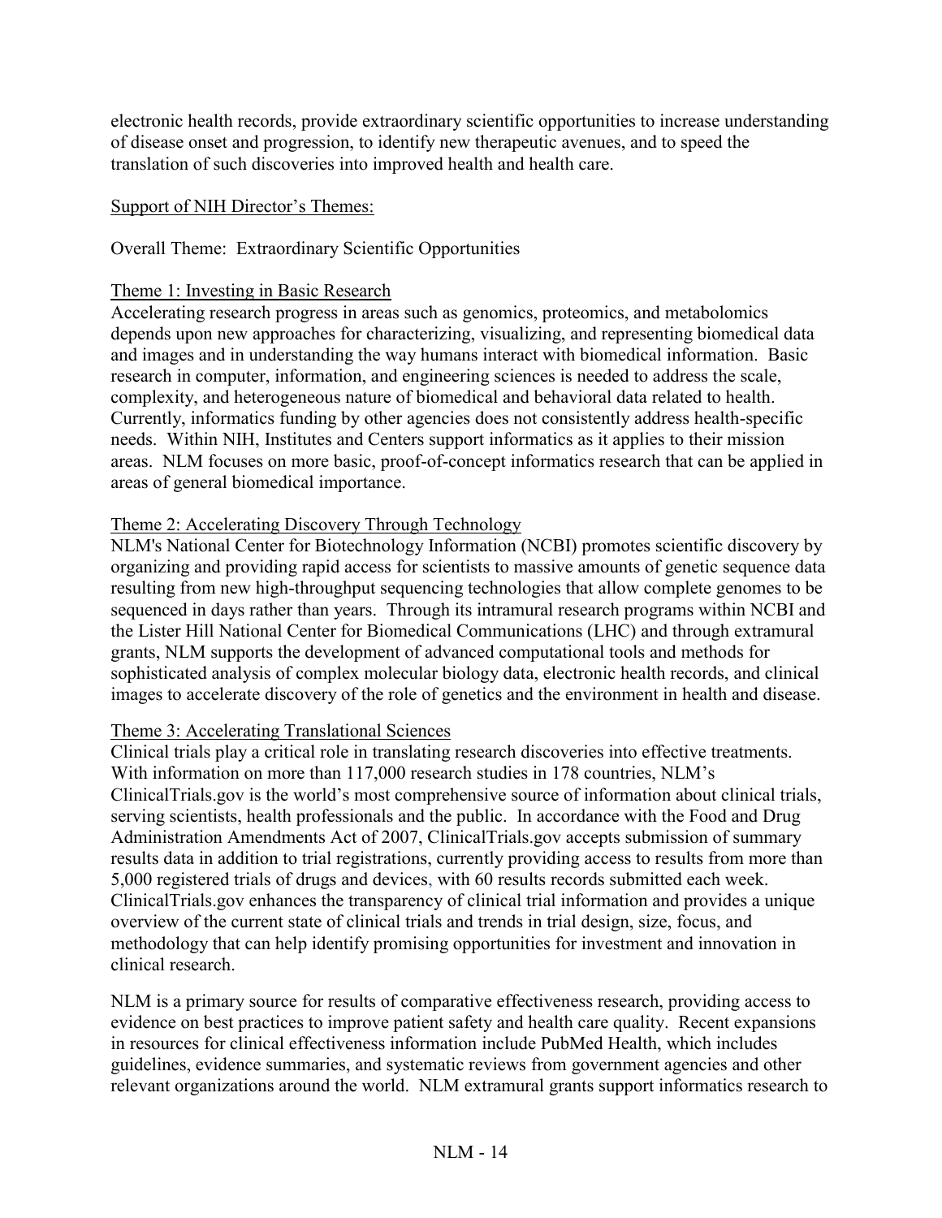electronic health records, provide extraordinary scientific opportunities to increase understanding of disease onset and progression, to identify new therapeutic avenues, and to speed the translation of such discoveries into improved health and health care.

Support of NIH Director's Themes:

Overall Theme: Extraordinary Scientific Opportunities

Theme 1: Investing in Basic Research

Accelerating research progress in areas such as genomics, proteomics, and metabolomics depends upon new approaches for characterizing, visualizing, and representing biomedical data and images and in understanding the way humans interact with biomedical information. Basic research in computer, information, and engineering sciences is needed to address the scale, complexity, and heterogeneous nature of biomedical and behavioral data related to health. Currently, informatics funding by other agencies does not consistently address health-specific needs. Within NIH, Institutes and Centers support informatics as it applies to their mission areas. NLM focuses on more basic, proof-of-concept informatics research that can be applied in areas of general biomedical importance.

Theme 2: Accelerating Discovery Through Technology

NLM's National Center for Biotechnology Information (NCBI) promotes scientific discovery by organizing and providing rapid access for scientists to massive amounts of genetic sequence data resulting from new high-throughput sequencing technologies that allow complete genomes to be sequenced in days rather than years. Through its intramural research programs within NCBI and the Lister Hill National Center for Biomedical Communications (LHC) and through extramural grants, NLM supports the development of advanced computational tools and methods for sophisticated analysis of complex molecular biology data, electronic health records, and clinical images to accelerate discovery of the role of genetics and the environment in health and disease.

Theme 3: Accelerating Translational Sciences

Clinical trials play a critical role in translating research discoveries into effective treatments. With information on more than 117,000 research studies in 178 countries, NLM's ClinicalTrials.gov is the world's most comprehensive source of information about clinical trials, serving scientists, health professionals and the public. In accordance with the Food and Drug Administration Amendments Act of 2007, ClinicalTrials.gov accepts submission of summary results data in addition to trial registrations, currently providing access to results from more than 5,000 registered trials of drugs and devices, with 60 results records submitted each week. ClinicalTrials.gov enhances the transparency of clinical trial information and provides a unique overview of the current state of clinical trials and trends in trial design, size, focus, and methodology that can help identify promising opportunities for investment and innovation in clinical research.

NLM is a primary source for results of comparative effectiveness research, providing access to evidence on best practices to improve patient safety and health care quality. Recent expansions in resources for clinical effectiveness information include PubMed Health, which includes guidelines, evidence summaries, and systematic reviews from government agencies and other relevant organizations around the world. NLM extramural grants support informatics research to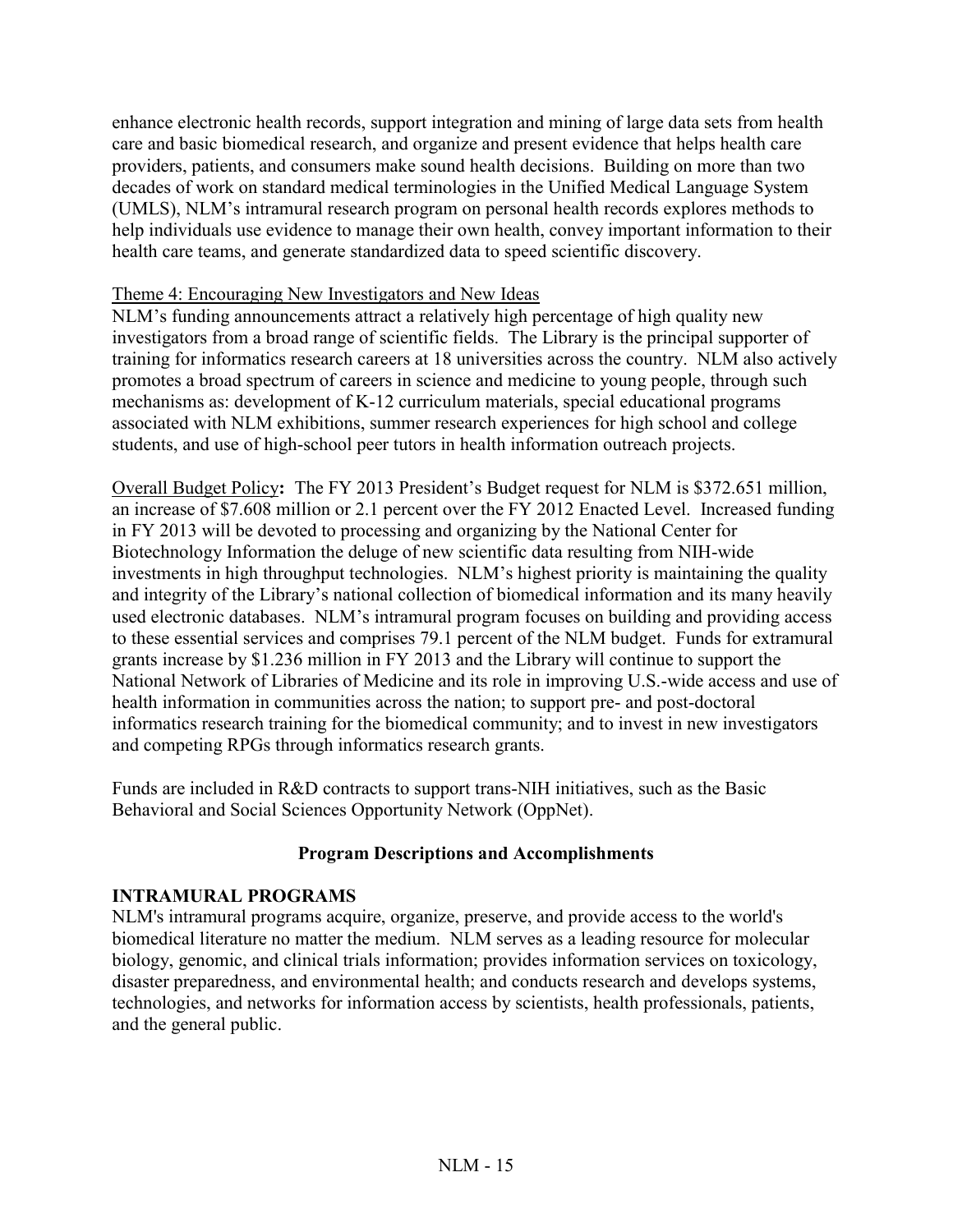enhance electronic health records, support integration and mining of large data sets from health care and basic biomedical research, and organize and present evidence that helps health care providers, patients, and consumers make sound health decisions. Building on more than two decades of work on standard medical terminologies in the Unified Medical Language System (UMLS), NLM's intramural research program on personal health records explores methods to help individuals use evidence to manage their own health, convey important information to their health care teams, and generate standardized data to speed scientific discovery.

Theme 4: Encouraging New Investigators and New Ideas

NLM's funding announcements attract a relatively high percentage of high quality new investigators from a broad range of scientific fields. The Library is the principal supporter of training for informatics research careers at 18 universities across the country. NLM also actively promotes a broad spectrum of careers in science and medicine to young people, through such mechanisms as: development of K-12 curriculum materials, special educational programs associated with NLM exhibitions, summer research experiences for high school and college students, and use of high-school peer tutors in health information outreach projects.

Overall Budget Policy**:** The FY 2013 President's Budget request for NLM is $372.651 million, an increase of $7.608 million or 2.1 percent over the FY 2012 Enacted Level. Increased funding in FY 2013 will be devoted to processing and organizing by the National Center for Biotechnology Information the deluge of new scientific data resulting from NIH-wide investments in high throughput technologies. NLM's highest priority is maintaining the quality and integrity of the Library's national collection of biomedical information and its many heavily used electronic databases. NLM's intramural program focuses on building and providing access to these essential services and comprises 79.1 percent of the NLM budget. Funds for extramural grants increase by $1.236 million in FY 2013 and the Library will continue to support the National Network of Libraries of Medicine and its role in improving U.S.-wide access and use of health information in communities across the nation; to support pre- and post-doctoral informatics research training for the biomedical community; and to invest in new investigators and competing RPGs through informatics research grants.

Funds are included in R&D contracts to support trans-NIH initiatives, such as the Basic Behavioral and Social Sciences Opportunity Network (OppNet).

## Program Descriptions and Accomplishments

### INTRAMURAL PROGRAMS

NLM's intramural programs acquire, organize, preserve, and provide access to the world's biomedical literature no matter the medium. NLM serves as a leading resource for molecular biology, genomic, and clinical trials information; provides information services on toxicology, disaster preparedness, and environmental health; and conducts research and develops systems, technologies, and networks for information access by scientists, health professionals, patients, and the general public.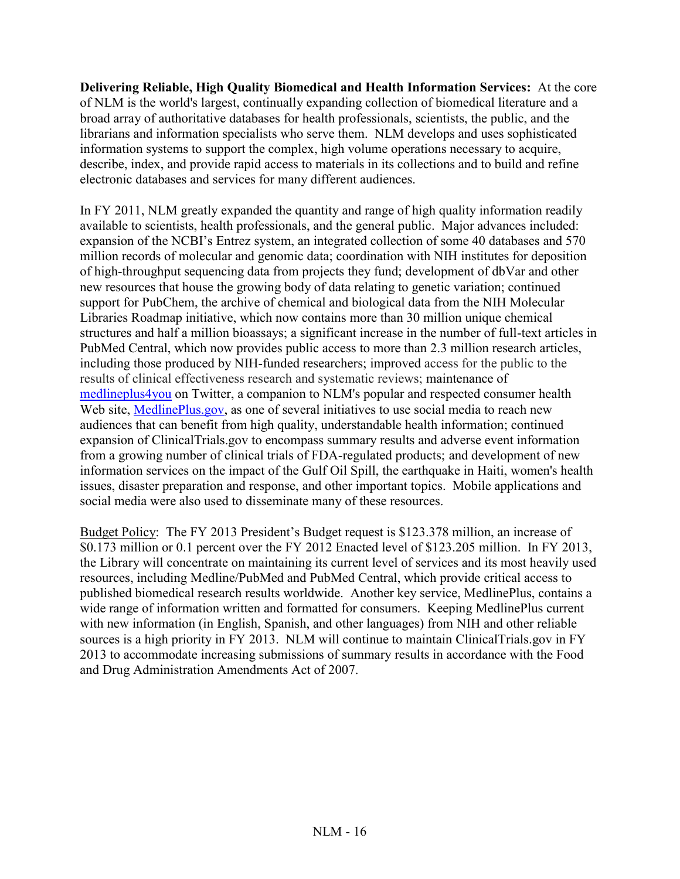**Delivering Reliable, High Quality Biomedical and Health Information Services:** At the core of NLM is the world's largest, continually expanding collection of biomedical literature and a broad array of authoritative databases for health professionals, scientists, the public, and the librarians and information specialists who serve them. NLM develops and uses sophisticated information systems to support the complex, high volume operations necessary to acquire, describe, index, and provide rapid access to materials in its collections and to build and refine electronic databases and services for many different audiences.

In FY 2011, NLM greatly expanded the quantity and range of high quality information readily available to scientists, health professionals, and the general public. Major advances included: expansion of the NCBI's Entrez system, an integrated collection of some 40 databases and 570 million records of molecular and genomic data; coordination with NIH institutes for deposition of high-throughput sequencing data from projects they fund; development of dbVar and other new resources that house the growing body of data relating to genetic variation; continued support for PubChem, the archive of chemical and biological data from the NIH Molecular Libraries Roadmap initiative, which now contains more than 30 million unique chemical structures and half a million bioassays; a significant increase in the number of full-text articles in PubMed Central, which now provides public access to more than 2.3 million research articles, including those produced by NIH-funded researchers; improved access for the public to the results of clinical effectiveness research and systematic reviews; maintenance of medlineplus4you on Twitter, a companion to NLM's popular and respected consumer health Web site, MedlinePlus.gov, as one of several initiatives to use social media to reach new audiences that can benefit from high quality, understandable health information; continued expansion of ClinicalTrials.gov to encompass summary results and adverse event information from a growing number of clinical trials of FDA-regulated products; and development of new information services on the impact of the Gulf Oil Spill, the earthquake in Haiti, women's health issues, disaster preparation and response, and other important topics. Mobile applications and social media were also used to disseminate many of these resources.

Budget Policy: The FY 2013 President's Budget request is $123.378 million, an increase of $0.173 million or 0.1 percent over the FY 2012 Enacted level of $123.205 million. In FY 2013, the Library will concentrate on maintaining its current level of services and its most heavily used resources, including Medline/PubMed and PubMed Central, which provide critical access to published biomedical research results worldwide. Another key service, MedlinePlus, contains a wide range of information written and formatted for consumers. Keeping MedlinePlus current with new information (in English, Spanish, and other languages) from NIH and other reliable sources is a high priority in FY 2013. NLM will continue to maintain ClinicalTrials.gov in FY 2013 to accommodate increasing submissions of summary results in accordance with the Food and Drug Administration Amendments Act of 2007.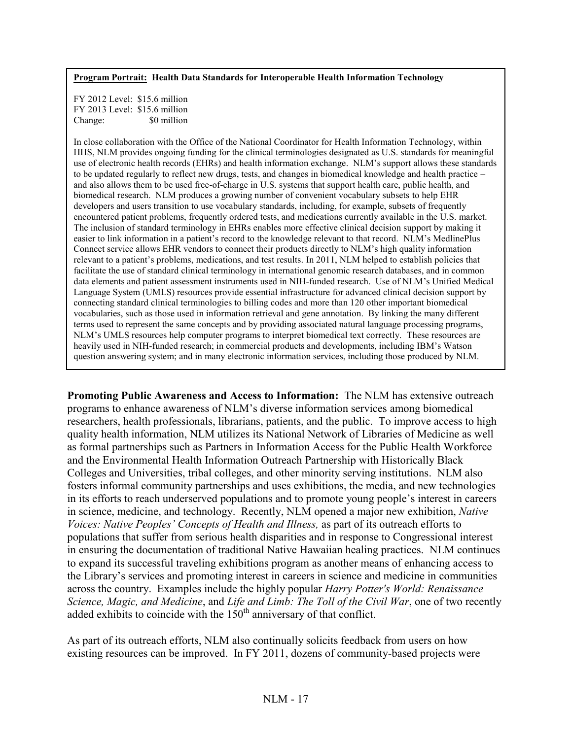**Program Portrait: Health Data Standards for Interoperable Health Information Technology**

FY 2012 Level: $15.6 million
FY 2013 Level: $15.6 million
Change: $0 million

In close collaboration with the Office of the National Coordinator for Health Information Technology, within HHS, NLM provides ongoing funding for the clinical terminologies designated as U.S. standards for meaningful use of electronic health records (EHRs) and health information exchange. NLM's support allows these standards to be updated regularly to reflect new drugs, tests, and changes in biomedical knowledge and health practice – and also allows them to be used free-of-charge in U.S. systems that support health care, public health, and biomedical research. NLM produces a growing number of convenient vocabulary subsets to help EHR developers and users transition to use vocabulary standards, including, for example, subsets of frequently encountered patient problems, frequently ordered tests, and medications currently available in the U.S. market. The inclusion of standard terminology in EHRs enables more effective clinical decision support by making it easier to link information in a patient's record to the knowledge relevant to that record. NLM's MedlinePlus Connect service allows EHR vendors to connect their products directly to NLM's high quality information relevant to a patient's problems, medications, and test results. In 2011, NLM helped to establish policies that facilitate the use of standard clinical terminology in international genomic research databases, and in common data elements and patient assessment instruments used in NIH-funded research. Use of NLM's Unified Medical Language System (UMLS) resources provide essential infrastructure for advanced clinical decision support by connecting standard clinical terminologies to billing codes and more than 120 other important biomedical vocabularies, such as those used in information retrieval and gene annotation. By linking the many different terms used to represent the same concepts and by providing associated natural language processing programs, NLM's UMLS resources help computer programs to interpret biomedical text correctly. These resources are heavily used in NIH-funded research; in commercial products and developments, including IBM's Watson question answering system; and in many electronic information services, including those produced by NLM.

**Promoting Public Awareness and Access to Information:** The NLM has extensive outreach programs to enhance awareness of NLM's diverse information services among biomedical researchers, health professionals, librarians, patients, and the public. To improve access to high quality health information, NLM utilizes its National Network of Libraries of Medicine as well as formal partnerships such as Partners in Information Access for the Public Health Workforce and the Environmental Health Information Outreach Partnership with Historically Black Colleges and Universities, tribal colleges, and other minority serving institutions. NLM also fosters informal community partnerships and uses exhibitions, the media, and new technologies in its efforts to reach underserved populations and to promote young people's interest in careers in science, medicine, and technology. Recently, NLM opened a major new exhibition, *Native Voices: Native Peoples' Concepts of Health and Illness,* as part of its outreach efforts to populations that suffer from serious health disparities and in response to Congressional interest in ensuring the documentation of traditional Native Hawaiian healing practices. NLM continues to expand its successful traveling exhibitions program as another means of enhancing access to the Library's services and promoting interest in careers in science and medicine in communities across the country. Examples include the highly popular *Harry Potter's World: Renaissance Science, Magic, and Medicine*, and *Life and Limb: The Toll of the Civil War*, one of two recently added exhibits to coincide with the 150th anniversary of that conflict.

As part of its outreach efforts, NLM also continually solicits feedback from users on how existing resources can be improved. In FY 2011, dozens of community-based projects were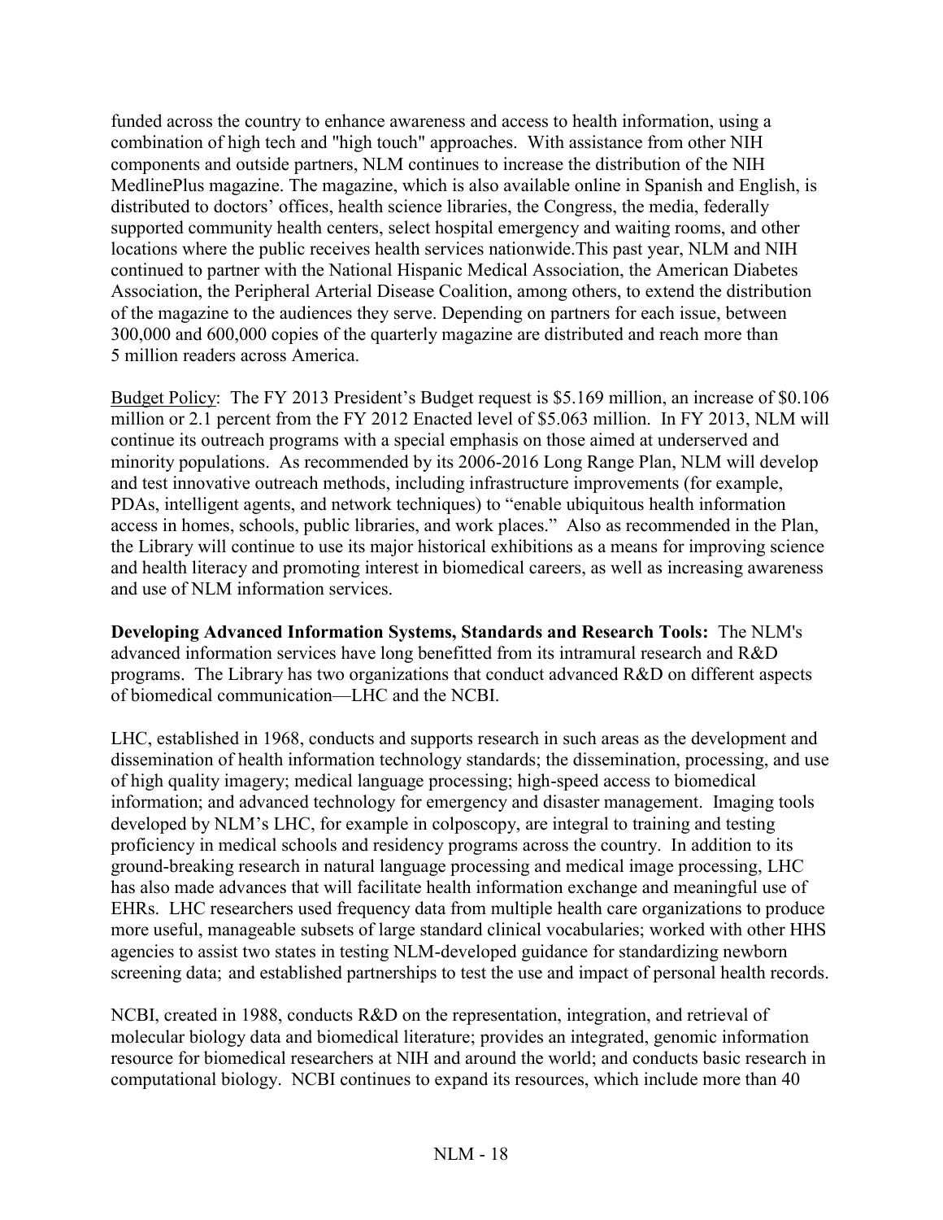funded across the country to enhance awareness and access to health information, using a combination of high tech and "high touch" approaches. With assistance from other NIH components and outside partners, NLM continues to increase the distribution of the NIH MedlinePlus magazine. The magazine, which is also available online in Spanish and English, is distributed to doctors' offices, health science libraries, the Congress, the media, federally supported community health centers, select hospital emergency and waiting rooms, and other locations where the public receives health services nationwide.This past year, NLM and NIH continued to partner with the National Hispanic Medical Association, the American Diabetes Association, the Peripheral Arterial Disease Coalition, among others, to extend the distribution of the magazine to the audiences they serve. Depending on partners for each issue, between 300,000 and 600,000 copies of the quarterly magazine are distributed and reach more than 5 million readers across America.

Budget Policy: The FY 2013 President's Budget request is $5.169 million, an increase of $0.106 million or 2.1 percent from the FY 2012 Enacted level of $5.063 million. In FY 2013, NLM will continue its outreach programs with a special emphasis on those aimed at underserved and minority populations. As recommended by its 2006-2016 Long Range Plan, NLM will develop and test innovative outreach methods, including infrastructure improvements (for example, PDAs, intelligent agents, and network techniques) to "enable ubiquitous health information access in homes, schools, public libraries, and work places." Also as recommended in the Plan, the Library will continue to use its major historical exhibitions as a means for improving science and health literacy and promoting interest in biomedical careers, as well as increasing awareness and use of NLM information services.

**Developing Advanced Information Systems, Standards and Research Tools:** The NLM's advanced information services have long benefitted from its intramural research and R&D programs. The Library has two organizations that conduct advanced R&D on different aspects of biomedical communication—LHC and the NCBI.

LHC, established in 1968, conducts and supports research in such areas as the development and dissemination of health information technology standards; the dissemination, processing, and use of high quality imagery; medical language processing; high-speed access to biomedical information; and advanced technology for emergency and disaster management. Imaging tools developed by NLM's LHC, for example in colposcopy, are integral to training and testing proficiency in medical schools and residency programs across the country. In addition to its ground-breaking research in natural language processing and medical image processing, LHC has also made advances that will facilitate health information exchange and meaningful use of EHRs. LHC researchers used frequency data from multiple health care organizations to produce more useful, manageable subsets of large standard clinical vocabularies; worked with other HHS agencies to assist two states in testing NLM-developed guidance for standardizing newborn screening data; and established partnerships to test the use and impact of personal health records.

NCBI, created in 1988, conducts R&D on the representation, integration, and retrieval of molecular biology data and biomedical literature; provides an integrated, genomic information resource for biomedical researchers at NIH and around the world; and conducts basic research in computational biology. NCBI continues to expand its resources, which include more than 40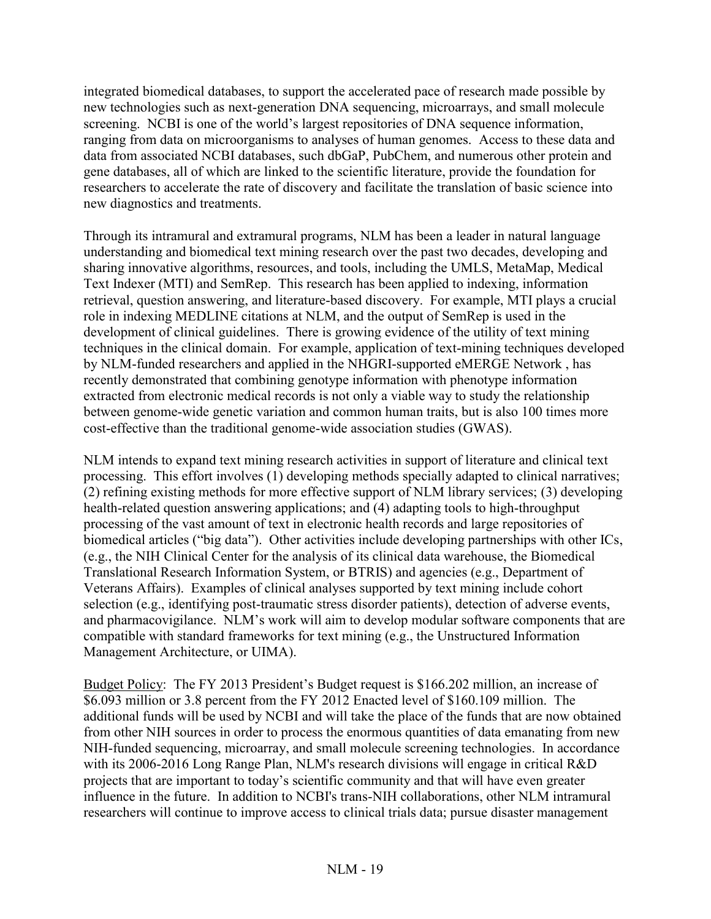integrated biomedical databases, to support the accelerated pace of research made possible by new technologies such as next-generation DNA sequencing, microarrays, and small molecule screening. NCBI is one of the world's largest repositories of DNA sequence information, ranging from data on microorganisms to analyses of human genomes. Access to these data and data from associated NCBI databases, such dbGaP, PubChem, and numerous other protein and gene databases, all of which are linked to the scientific literature, provide the foundation for researchers to accelerate the rate of discovery and facilitate the translation of basic science into new diagnostics and treatments.

Through its intramural and extramural programs, NLM has been a leader in natural language understanding and biomedical text mining research over the past two decades, developing and sharing innovative algorithms, resources, and tools, including the UMLS, MetaMap, Medical Text Indexer (MTI) and SemRep. This research has been applied to indexing, information retrieval, question answering, and literature-based discovery. For example, MTI plays a crucial role in indexing MEDLINE citations at NLM, and the output of SemRep is used in the development of clinical guidelines. There is growing evidence of the utility of text mining techniques in the clinical domain. For example, application of text-mining techniques developed by NLM-funded researchers and applied in the NHGRI-supported eMERGE Network , has recently demonstrated that combining genotype information with phenotype information extracted from electronic medical records is not only a viable way to study the relationship between genome-wide genetic variation and common human traits, but is also 100 times more cost-effective than the traditional genome-wide association studies (GWAS).

NLM intends to expand text mining research activities in support of literature and clinical text processing. This effort involves (1) developing methods specially adapted to clinical narratives; (2) refining existing methods for more effective support of NLM library services; (3) developing health-related question answering applications; and (4) adapting tools to high-throughput processing of the vast amount of text in electronic health records and large repositories of biomedical articles ("big data"). Other activities include developing partnerships with other ICs, (e.g., the NIH Clinical Center for the analysis of its clinical data warehouse, the Biomedical Translational Research Information System, or BTRIS) and agencies (e.g., Department of Veterans Affairs). Examples of clinical analyses supported by text mining include cohort selection (e.g., identifying post-traumatic stress disorder patients), detection of adverse events, and pharmacovigilance. NLM's work will aim to develop modular software components that are compatible with standard frameworks for text mining (e.g., the Unstructured Information Management Architecture, or UIMA).

Budget Policy: The FY 2013 President's Budget request is $166.202 million, an increase of $6.093 million or 3.8 percent from the FY 2012 Enacted level of $160.109 million. The additional funds will be used by NCBI and will take the place of the funds that are now obtained from other NIH sources in order to process the enormous quantities of data emanating from new NIH-funded sequencing, microarray, and small molecule screening technologies. In accordance with its 2006-2016 Long Range Plan, NLM's research divisions will engage in critical R&D projects that are important to today's scientific community and that will have even greater influence in the future. In addition to NCBI's trans-NIH collaborations, other NLM intramural researchers will continue to improve access to clinical trials data; pursue disaster management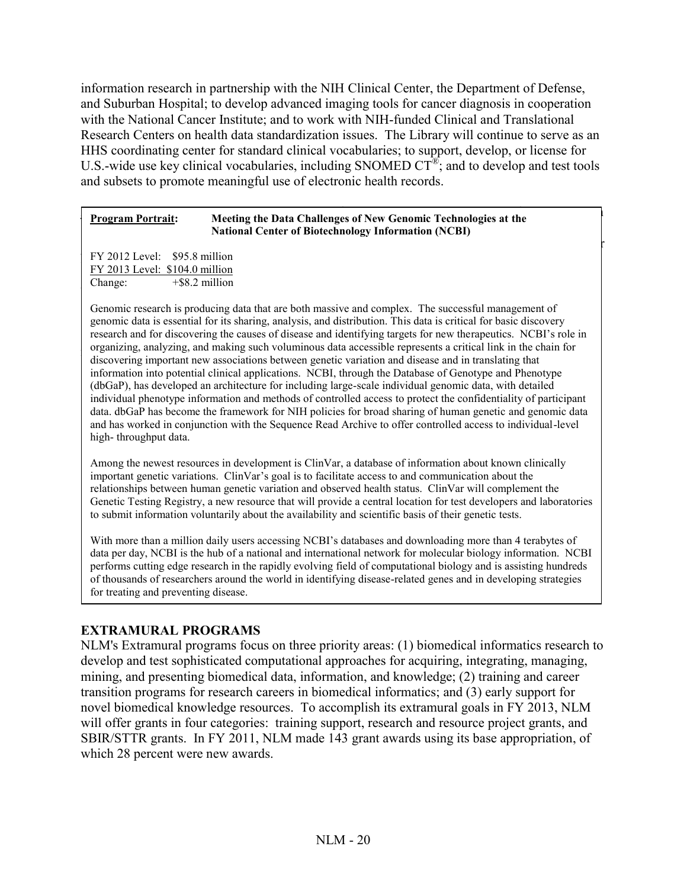information research in partnership with the NIH Clinical Center, the Department of Defense, and Suburban Hospital; to develop advanced imaging tools for cancer diagnosis in cooperation with the National Cancer Institute; and to work with NIH-funded Clinical and Translational Research Centers on health data standardization issues. The Library will continue to serve as an HHS coordinating center for standard clinical vocabularies; to support, develop, or license for U.S.-wide use key clinical vocabularies, including SNOMED CT®; and to develop and test tools and subsets to promote meaningful use of electronic health records.

**Program Portrait:** **Meeting the Data Challenges of New Genomic Technologies at the National Center of Biotechnology Information (NCBI)**

FY 2012 Level: $95.8 million
FY 2013 Level: $104.0 million
Change: +$8.2 million

Genomic research is producing data that are both massive and complex. The successful management of genomic data is essential for its sharing, analysis, and distribution. This data is critical for basic discovery research and for discovering the causes of disease and identifying targets for new therapeutics. NCBI's role in organizing, analyzing, and making such voluminous data accessible represents a critical link in the chain for discovering important new associations between genetic variation and disease and in translating that information into potential clinical applications. NCBI, through the Database of Genotype and Phenotype (dbGaP), has developed an architecture for including large-scale individual genomic data, with detailed individual phenotype information and methods of controlled access to protect the confidentiality of participant data. dbGaP has become the framework for NIH policies for broad sharing of human genetic and genomic data and has worked in conjunction with the Sequence Read Archive to offer controlled access to individual-level high- throughput data.

Among the newest resources in development is ClinVar, a database of information about known clinically important genetic variations. ClinVar's goal is to facilitate access to and communication about the relationships between human genetic variation and observed health status. ClinVar will complement the Genetic Testing Registry, a new resource that will provide a central location for test developers and laboratories to submit information voluntarily about the availability and scientific basis of their genetic tests.

With more than a million daily users accessing NCBI's databases and downloading more than 4 terabytes of data per day, NCBI is the hub of a national and international network for molecular biology information. NCBI performs cutting edge research in the rapidly evolving field of computational biology and is assisting hundreds of thousands of researchers around the world in identifying disease-related genes and in developing strategies for treating and preventing disease.

## EXTRAMURAL PROGRAMS

NLM's Extramural programs focus on three priority areas: (1) biomedical informatics research to develop and test sophisticated computational approaches for acquiring, integrating, managing, mining, and presenting biomedical data, information, and knowledge; (2) training and career transition programs for research careers in biomedical informatics; and (3) early support for novel biomedical knowledge resources. To accomplish its extramural goals in FY 2013, NLM will offer grants in four categories: training support, research and resource project grants, and SBIR/STTR grants. In FY 2011, NLM made 143 grant awards using its base appropriation, of which 28 percent were new awards.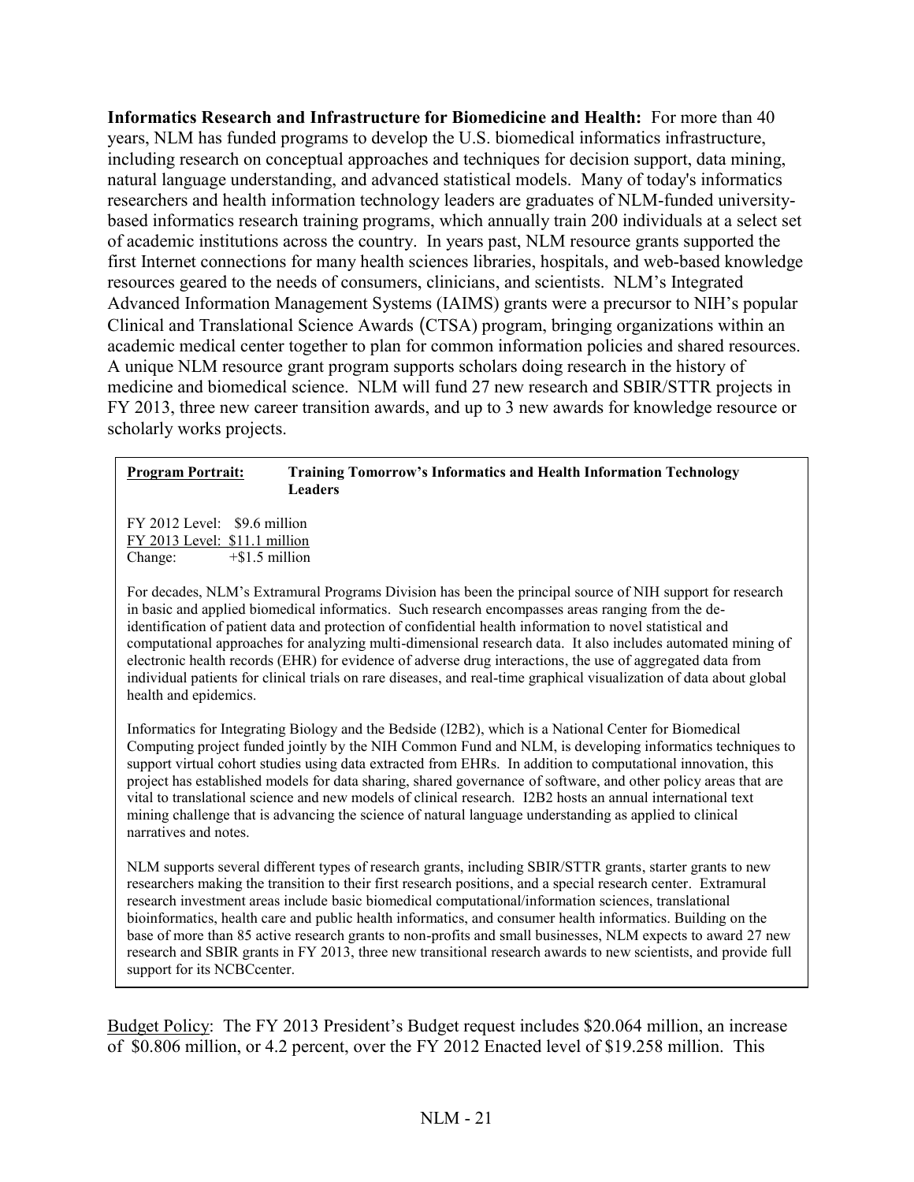**Informatics Research and Infrastructure for Biomedicine and Health:** For more than 40 years, NLM has funded programs to develop the U.S. biomedical informatics infrastructure, including research on conceptual approaches and techniques for decision support, data mining, natural language understanding, and advanced statistical models. Many of today's informatics researchers and health information technology leaders are graduates of NLM-funded university-based informatics research training programs, which annually train 200 individuals at a select set of academic institutions across the country. In years past, NLM resource grants supported the first Internet connections for many health sciences libraries, hospitals, and web-based knowledge resources geared to the needs of consumers, clinicians, and scientists. NLM's Integrated Advanced Information Management Systems (IAIMS) grants were a precursor to NIH's popular Clinical and Translational Science Awards (CTSA) program, bringing organizations within an academic medical center together to plan for common information policies and shared resources. A unique NLM resource grant program supports scholars doing research in the history of medicine and biomedical science. NLM will fund 27 new research and SBIR/STTR projects in FY 2013, three new career transition awards, and up to 3 new awards for knowledge resource or scholarly works projects.

---

**Program Portrait: Training Tomorrow's Informatics and Health Information Technology Leaders**

FY 2012 Level: $9.6 million
FY 2013 Level: $11.1 million
Change: +$1.5 million

For decades, NLM's Extramural Programs Division has been the principal source of NIH support for research in basic and applied biomedical informatics. Such research encompasses areas ranging from the de-identification of patient data and protection of confidential health information to novel statistical and computational approaches for analyzing multi-dimensional research data. It also includes automated mining of electronic health records (EHR) for evidence of adverse drug interactions, the use of aggregated data from individual patients for clinical trials on rare diseases, and real-time graphical visualization of data about global health and epidemics.

Informatics for Integrating Biology and the Bedside (I2B2), which is a National Center for Biomedical Computing project funded jointly by the NIH Common Fund and NLM, is developing informatics techniques to support virtual cohort studies using data extracted from EHRs. In addition to computational innovation, this project has established models for data sharing, shared governance of software, and other policy areas that are vital to translational science and new models of clinical research. I2B2 hosts an annual international text mining challenge that is advancing the science of natural language understanding as applied to clinical narratives and notes.

NLM supports several different types of research grants, including SBIR/STTR grants, starter grants to new researchers making the transition to their first research positions, and a special research center. Extramural research investment areas include basic biomedical computational/information sciences, translational bioinformatics, health care and public health informatics, and consumer health informatics. Building on the base of more than 85 active research grants to non-profits and small businesses, NLM expects to award 27 new research and SBIR grants in FY 2013, three new transitional research awards to new scientists, and provide full support for its NCBCcenter.

---

Budget Policy: The FY 2013 President's Budget request includes $20.064 million, an increase of $0.806 million, or 4.2 percent, over the FY 2012 Enacted level of $19.258 million. This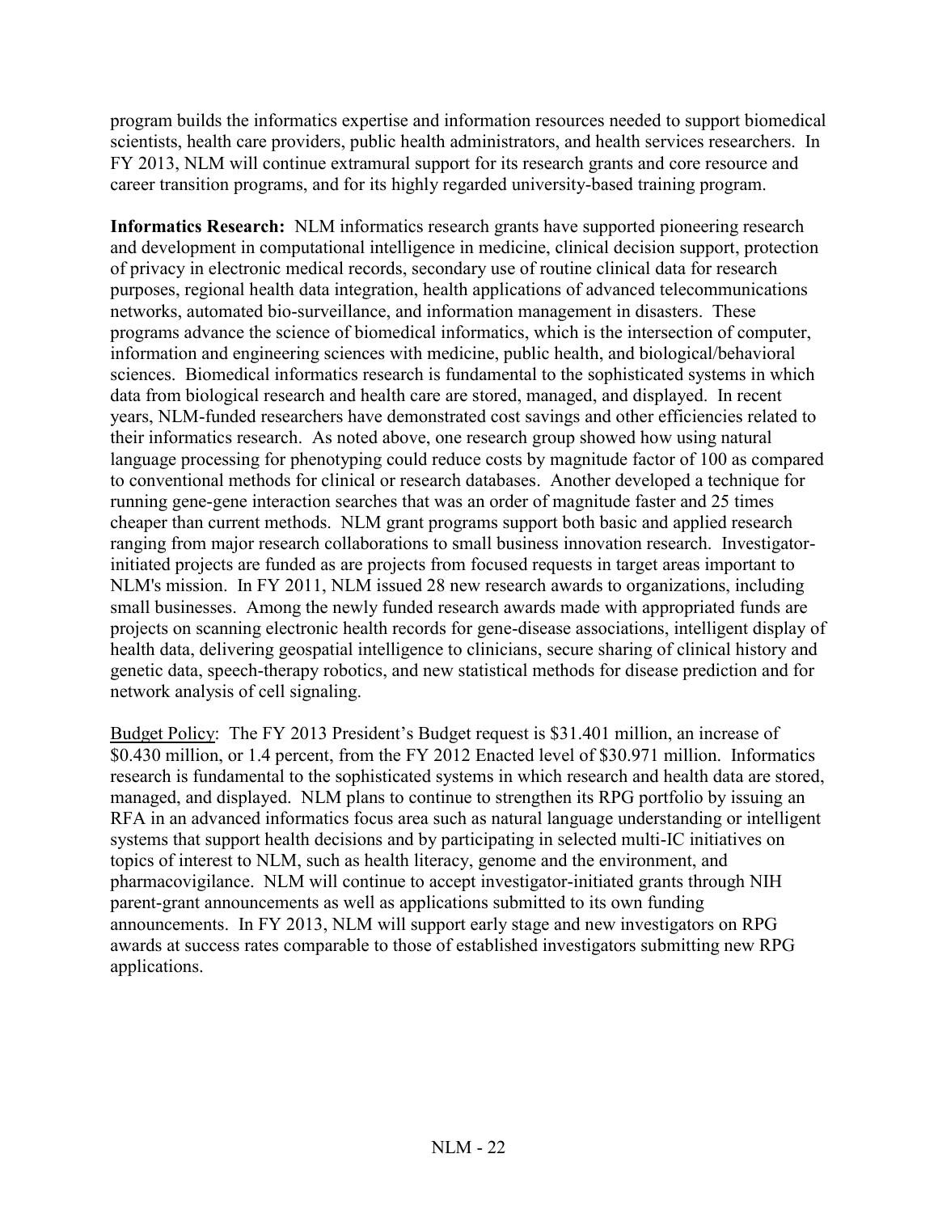program builds the informatics expertise and information resources needed to support biomedical scientists, health care providers, public health administrators, and health services researchers. In FY 2013, NLM will continue extramural support for its research grants and core resource and career transition programs, and for its highly regarded university-based training program.

**Informatics Research:** NLM informatics research grants have supported pioneering research and development in computational intelligence in medicine, clinical decision support, protection of privacy in electronic medical records, secondary use of routine clinical data for research purposes, regional health data integration, health applications of advanced telecommunications networks, automated bio-surveillance, and information management in disasters. These programs advance the science of biomedical informatics, which is the intersection of computer, information and engineering sciences with medicine, public health, and biological/behavioral sciences. Biomedical informatics research is fundamental to the sophisticated systems in which data from biological research and health care are stored, managed, and displayed. In recent years, NLM-funded researchers have demonstrated cost savings and other efficiencies related to their informatics research. As noted above, one research group showed how using natural language processing for phenotyping could reduce costs by magnitude factor of 100 as compared to conventional methods for clinical or research databases. Another developed a technique for running gene-gene interaction searches that was an order of magnitude faster and 25 times cheaper than current methods. NLM grant programs support both basic and applied research ranging from major research collaborations to small business innovation research. Investigator-initiated projects are funded as are projects from focused requests in target areas important to NLM's mission. In FY 2011, NLM issued 28 new research awards to organizations, including small businesses. Among the newly funded research awards made with appropriated funds are projects on scanning electronic health records for gene-disease associations, intelligent display of health data, delivering geospatial intelligence to clinicians, secure sharing of clinical history and genetic data, speech-therapy robotics, and new statistical methods for disease prediction and for network analysis of cell signaling.

<u>Budget Policy</u>: The FY 2013 President's Budget request is $31.401 million, an increase of $0.430 million, or 1.4 percent, from the FY 2012 Enacted level of $30.971 million. Informatics research is fundamental to the sophisticated systems in which research and health data are stored, managed, and displayed. NLM plans to continue to strengthen its RPG portfolio by issuing an RFA in an advanced informatics focus area such as natural language understanding or intelligent systems that support health decisions and by participating in selected multi-IC initiatives on topics of interest to NLM, such as health literacy, genome and the environment, and pharmacovigilance. NLM will continue to accept investigator-initiated grants through NIH parent-grant announcements as well as applications submitted to its own funding announcements. In FY 2013, NLM will support early stage and new investigators on RPG awards at success rates comparable to those of established investigators submitting new RPG applications.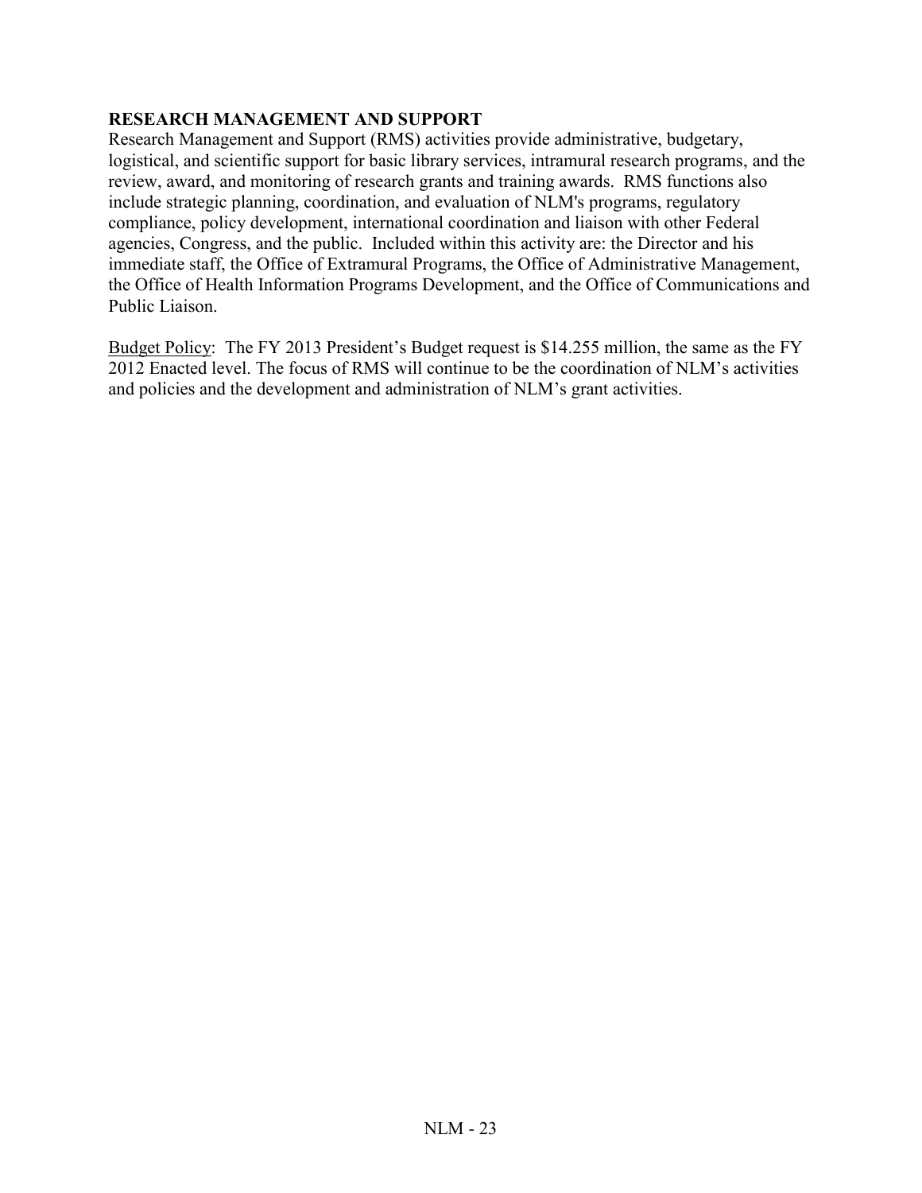## RESEARCH MANAGEMENT AND SUPPORT

Research Management and Support (RMS) activities provide administrative, budgetary, logistical, and scientific support for basic library services, intramural research programs, and the review, award, and monitoring of research grants and training awards. RMS functions also include strategic planning, coordination, and evaluation of NLM's programs, regulatory compliance, policy development, international coordination and liaison with other Federal agencies, Congress, and the public. Included within this activity are: the Director and his immediate staff, the Office of Extramural Programs, the Office of Administrative Management, the Office of Health Information Programs Development, and the Office of Communications and Public Liaison.

<u>Budget Policy</u>: The FY 2013 President's Budget request is $14.255 million, the same as the FY 2012 Enacted level. The focus of RMS will continue to be the coordination of NLM's activities and policies and the development and administration of NLM's grant activities.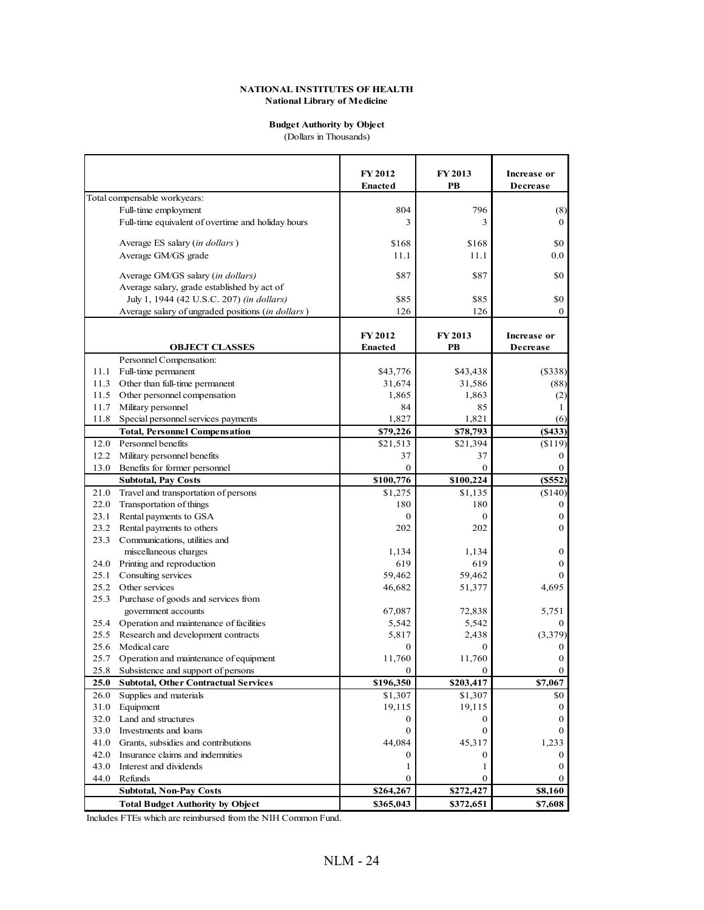**NATIONAL INSTITUTES OF HEALTH**
**National Library of Medicine**

**Budget Authority by Object**
(Dollars in Thousands)

| | | FY 2012 Enacted | FY 2013 PB | Increase or Decrease |
|---|---|---|---|---|
| Total compensable workyears: | | | | |
| | Full-time employment | 804 | 796 | (8) |
| | Full-time equivalent of overtime and holiday hours | 3 | 3 | 0 |
| | Average ES salary (*in dollars*) | $168 | $168 | $0 |
| | Average GM/GS grade | 11.1 | 11.1 | 0.0 |
| | Average GM/GS salary (*in dollars)* | $87 | $87 | $0 |
| | Average salary, grade established by act of July 1, 1944 (42 U.S.C. 207) *(in dollars)* | $85 | $85 | $0 |
| | Average salary of ungraded positions (*in dollars*) | 126 | 126 | 0 |

| | **OBJECT CLASSES** | **FY 2012 Enacted** | **FY 2013 PB** | **Increase or Decrease** |
|---|---|---|---|---|
| | Personnel Compensation: | | | |
| 11.1 | Full-time permanent | $43,776 | $43,438 | ($338) |
| 11.3 | Other than full-time permanent | 31,674 | 31,586 | (88) |
| 11.5 | Other personnel compensation | 1,865 | 1,863 | (2) |
| 11.7 | Military personnel | 84 | 85 | 1 |
| 11.8 | Special personnel services payments | 1,827 | 1,821 | (6) |
| | **Total, Personnel Compensation** | **$79,226** | **$78,793** | **($433)** |
| 12.0 | Personnel benefits | $21,513 | $21,394 | ($119) |
| 12.2 | Military personnel benefits | 37 | 37 | 0 |
| 13.0 | Benefits for former personnel | 0 | 0 | 0 |
| | **Subtotal, Pay Costs** | **$100,776** | **$100,224** | **($552)** |
| 21.0 | Travel and transportation of persons | $1,275 | $1,135 | ($140) |
| 22.0 | Transportation of things | 180 | 180 | 0 |
| 23.1 | Rental payments to GSA | 0 | 0 | 0 |
| 23.2 | Rental payments to others | 202 | 202 | 0 |
| 23.3 | Communications, utilities and miscellaneous charges | 1,134 | 1,134 | 0 |
| 24.0 | Printing and reproduction | 619 | 619 | 0 |
| 25.1 | Consulting services | 59,462 | 59,462 | 0 |
| 25.2 | Other services | 46,682 | 51,377 | 4,695 |
| 25.3 | Purchase of goods and services from government accounts | 67,087 | 72,838 | 5,751 |
| 25.4 | Operation and maintenance of facilities | 5,542 | 5,542 | 0 |
| 25.5 | Research and development contracts | 5,817 | 2,438 | (3,379) |
| 25.6 | Medical care | 0 | 0 | 0 |
| 25.7 | Operation and maintenance of equipment | 11,760 | 11,760 | 0 |
| 25.8 | Subsistence and support of persons | 0 | 0 | 0 |
| **25.0** | **Subtotal, Other Contractual Services** | **$196,350** | **$203,417** | **$7,067** |
| 26.0 | Supplies and materials | $1,307 | $1,307 | $0 |
| 31.0 | Equipment | 19,115 | 19,115 | 0 |
| 32.0 | Land and structures | 0 | 0 | 0 |
| 33.0 | Investments and loans | 0 | 0 | 0 |
| 41.0 | Grants, subsidies and contributions | 44,084 | 45,317 | 1,233 |
| 42.0 | Insurance claims and indemnities | 0 | 0 | 0 |
| 43.0 | Interest and dividends | 1 | 1 | 0 |
| 44.0 | Refunds | 0 | 0 | 0 |
| | **Subtotal, Non-Pay Costs** | **$264,267** | **$272,427** | **$8,160** |
| | **Total Budget Authority by Object** | **$365,043** | **$372,651** | **$7,608** |

Includes FTEs which are reimbursed from the NIH Common Fund.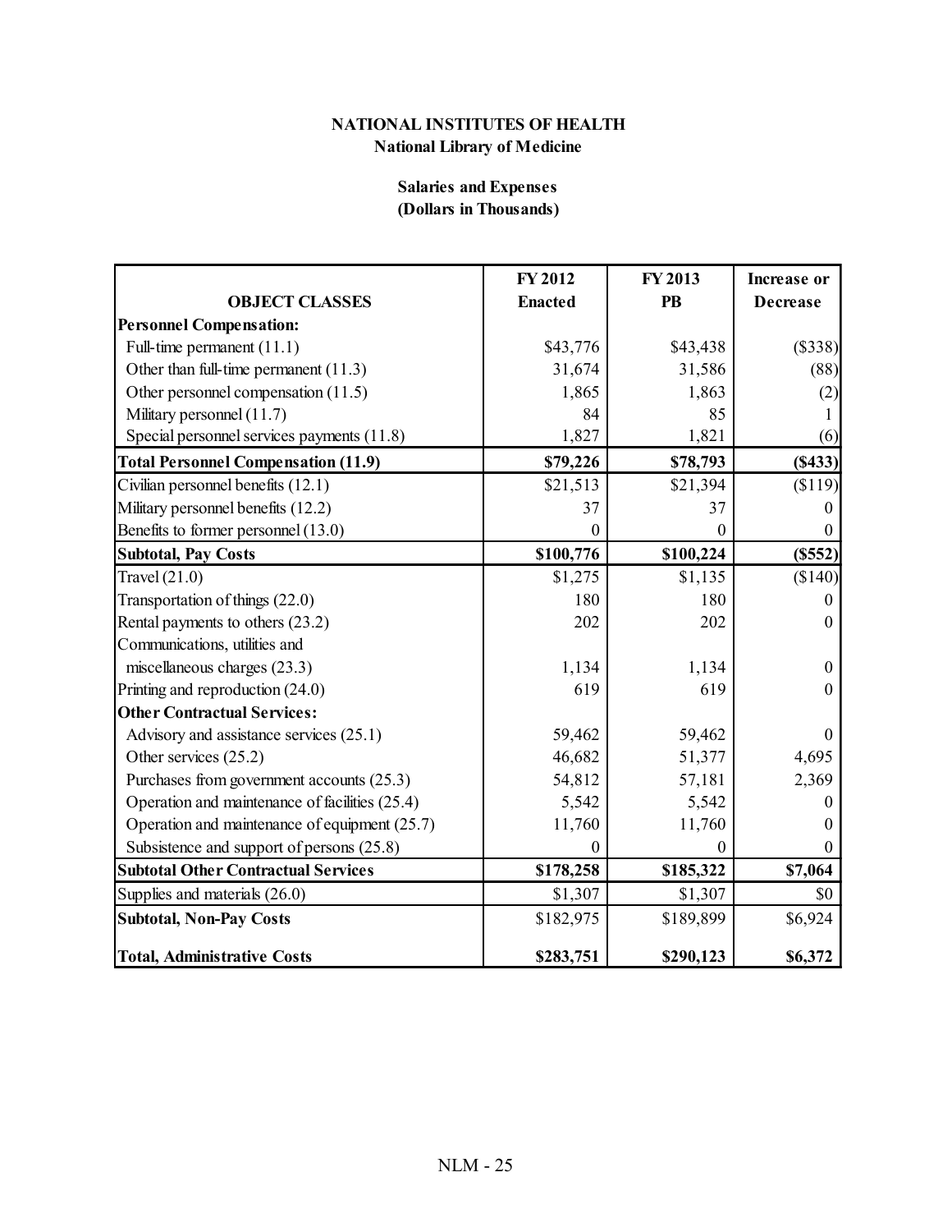## NATIONAL INSTITUTES OF HEALTH
### National Library of Medicine

**Salaries and Expenses**
**(Dollars in Thousands)**

| OBJECT CLASSES | FY 2012 Enacted | FY 2013 PB | Increase or Decrease |
|---|---|---|---|
| **Personnel Compensation:** | | | |
| Full-time permanent (11.1) | $43,776 | $43,438 | ($338) |
| Other than full-time permanent (11.3) | 31,674 | 31,586 | (88) |
| Other personnel compensation (11.5) | 1,865 | 1,863 | (2) |
| Military personnel (11.7) | 84 | 85 | 1 |
| Special personnel services payments (11.8) | 1,827 | 1,821 | (6) |
| **Total Personnel Compensation (11.9)** | **$79,226** | **$78,793** | **($433)** |
| Civilian personnel benefits (12.1) | $21,513 | $21,394 | ($119) |
| Military personnel benefits (12.2) | 37 | 37 | 0 |
| Benefits to former personnel (13.0) | 0 | 0 | 0 |
| **Subtotal, Pay Costs** | **$100,776** | **$100,224** | **($552)** |
| Travel (21.0) | $1,275 | $1,135 | ($140) |
| Transportation of things (22.0) | 180 | 180 | 0 |
| Rental payments to others (23.2) | 202 | 202 | 0 |
| Communications, utilities and miscellaneous charges (23.3) | 1,134 | 1,134 | 0 |
| Printing and reproduction (24.0) | 619 | 619 | 0 |
| **Other Contractual Services:** | | | |
| Advisory and assistance services (25.1) | 59,462 | 59,462 | 0 |
| Other services (25.2) | 46,682 | 51,377 | 4,695 |
| Purchases from government accounts (25.3) | 54,812 | 57,181 | 2,369 |
| Operation and maintenance of facilities (25.4) | 5,542 | 5,542 | 0 |
| Operation and maintenance of equipment (25.7) | 11,760 | 11,760 | 0 |
| Subsistence and support of persons (25.8) | 0 | 0 | 0 |
| **Subtotal Other Contractual Services** | **$178,258** | **$185,322** | **$7,064** |
| Supplies and materials (26.0) | $1,307 | $1,307 | $0 |
| **Subtotal, Non-Pay Costs** | $182,975 | $189,899 | $6,924 |
| **Total, Administrative Costs** | **$283,751** | **$290,123** | **$6,372** |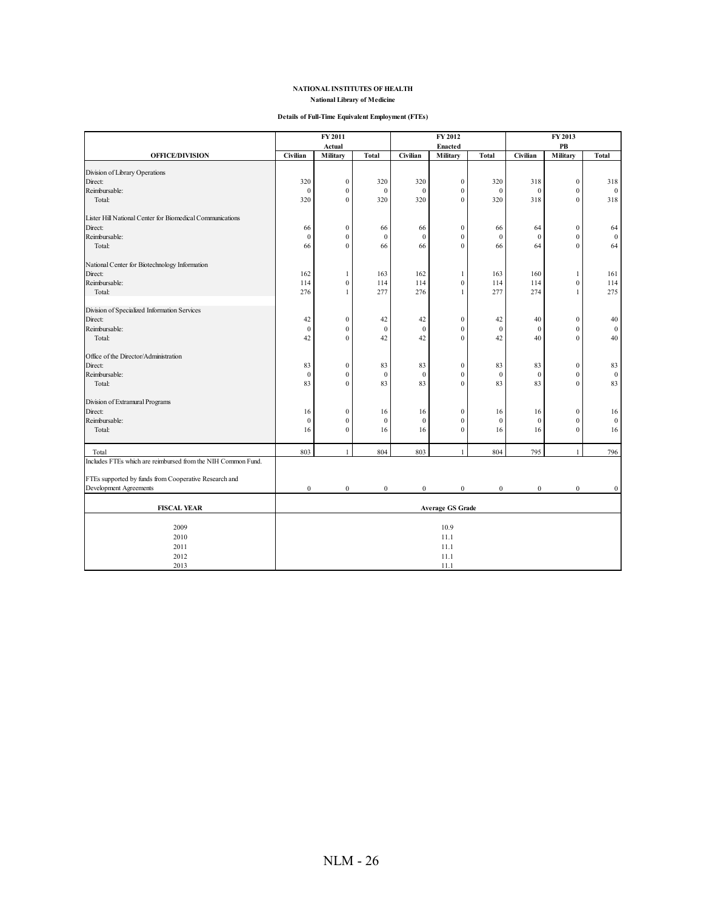**NATIONAL INSTITUTES OF HEALTH**

**National Library of Medicine**

**Details of Full-Time Equivalent Employment (FTEs)**

| OFFICE/DIVISION | FY 2011 Actual | | | FY 2012 Enacted | | | FY 2013 PB | | |
|---|---|---|---|---|---|---|---|---|---|
| | Civilian | Military | Total | Civilian | Military | Total | Civilian | Military | Total |
| Division of Library Operations | | | | | | | | | |
| Direct: | 320 | 0 | 320 | 320 | 0 | 320 | 318 | 0 | 318 |
| Reimbursable: | 0 | 0 | 0 | 0 | 0 | 0 | 0 | 0 | 0 |
| Total: | 320 | 0 | 320 | 320 | 0 | 320 | 318 | 0 | 318 |
| Lister Hill National Center for Biomedical Communications | | | | | | | | | |
| Direct: | 66 | 0 | 66 | 66 | 0 | 66 | 64 | 0 | 64 |
| Reimbursable: | 0 | 0 | 0 | 0 | 0 | 0 | 0 | 0 | 0 |
| Total: | 66 | 0 | 66 | 66 | 0 | 66 | 64 | 0 | 64 |
| National Center for Biotechnology Information | | | | | | | | | |
| Direct: | 162 | 1 | 163 | 162 | 1 | 163 | 160 | 1 | 161 |
| Reimbursable: | 114 | 0 | 114 | 114 | 0 | 114 | 114 | 0 | 114 |
| Total: | 276 | 1 | 277 | 276 | 1 | 277 | 274 | 1 | 275 |
| Division of Specialized Information Services | | | | | | | | | |
| Direct: | 42 | 0 | 42 | 42 | 0 | 42 | 40 | 0 | 40 |
| Reimbursable: | 0 | 0 | 0 | 0 | 0 | 0 | 0 | 0 | 0 |
| Total: | 42 | 0 | 42 | 42 | 0 | 42 | 40 | 0 | 40 |
| Office of the Director/Administration | | | | | | | | | |
| Direct: | 83 | 0 | 83 | 83 | 0 | 83 | 83 | 0 | 83 |
| Reimbursable: | 0 | 0 | 0 | 0 | 0 | 0 | 0 | 0 | 0 |
| Total: | 83 | 0 | 83 | 83 | 0 | 83 | 83 | 0 | 83 |
| Division of Extramural Programs | | | | | | | | | |
| Direct: | 16 | 0 | 16 | 16 | 0 | 16 | 16 | 0 | 16 |
| Reimbursable: | 0 | 0 | 0 | 0 | 0 | 0 | 0 | 0 | 0 |
| Total: | 16 | 0 | 16 | 16 | 0 | 16 | 16 | 0 | 16 |
| Total | 803 | 1 | 804 | 803 | 1 | 804 | 795 | 1 | 796 |
| Includes FTEs which are reimbursed from the NIH Common Fund. | | | | | | | | | |
| FTEs supported by funds from Cooperative Research and Development Agreements | 0 | 0 | 0 | 0 | 0 | 0 | 0 | 0 | 0 |

| FISCAL YEAR | Average GS Grade |
|---|---|
| 2009 | 10.9 |
| 2010 | 11.1 |
| 2011 | 11.1 |
| 2012 | 11.1 |
| 2013 | 11.1 |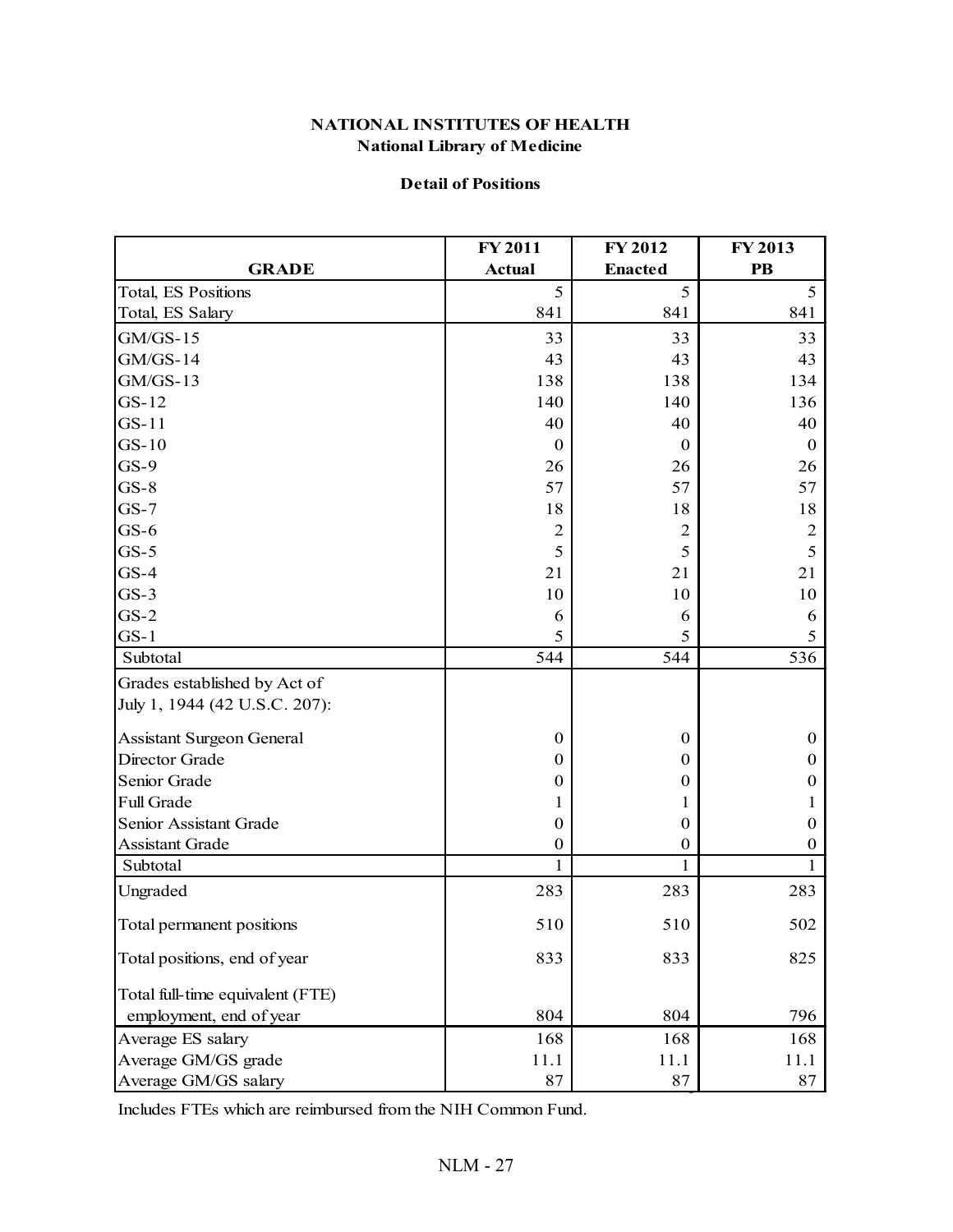**NATIONAL INSTITUTES OF HEALTH**
**National Library of Medicine**

**Detail of Positions**

| GRADE | FY 2011 Actual | FY 2012 Enacted | FY 2013 PB |
|---|---|---|---|
| Total, ES Positions | 5 | 5 | 5 |
| Total, ES Salary | 841 | 841 | 841 |
| GM/GS-15 | 33 | 33 | 33 |
| GM/GS-14 | 43 | 43 | 43 |
| GM/GS-13 | 138 | 138 | 134 |
| GS-12 | 140 | 140 | 136 |
| GS-11 | 40 | 40 | 40 |
| GS-10 | 0 | 0 | 0 |
| GS-9 | 26 | 26 | 26 |
| GS-8 | 57 | 57 | 57 |
| GS-7 | 18 | 18 | 18 |
| GS-6 | 2 | 2 | 2 |
| GS-5 | 5 | 5 | 5 |
| GS-4 | 21 | 21 | 21 |
| GS-3 | 10 | 10 | 10 |
| GS-2 | 6 | 6 | 6 |
| GS-1 | 5 | 5 | 5 |
| Subtotal | 544 | 544 | 536 |
| Grades established by Act of July 1, 1944 (42 U.S.C. 207): | | | |
| Assistant Surgeon General | 0 | 0 | 0 |
| Director Grade | 0 | 0 | 0 |
| Senior Grade | 0 | 0 | 0 |
| Full Grade | 1 | 1 | 1 |
| Senior Assistant Grade | 0 | 0 | 0 |
| Assistant Grade | 0 | 0 | 0 |
| Subtotal | 1 | 1 | 1 |
| Ungraded | 283 | 283 | 283 |
| Total permanent positions | 510 | 510 | 502 |
| Total positions, end of year | 833 | 833 | 825 |
| Total full-time equivalent (FTE) employment, end of year | 804 | 804 | 796 |
| Average ES salary | 168 | 168 | 168 |
| Average GM/GS grade | 11.1 | 11.1 | 11.1 |
| Average GM/GS salary | 87 | 87 | 87 |

Includes FTEs which are reimbursed from the NIH Common Fund.